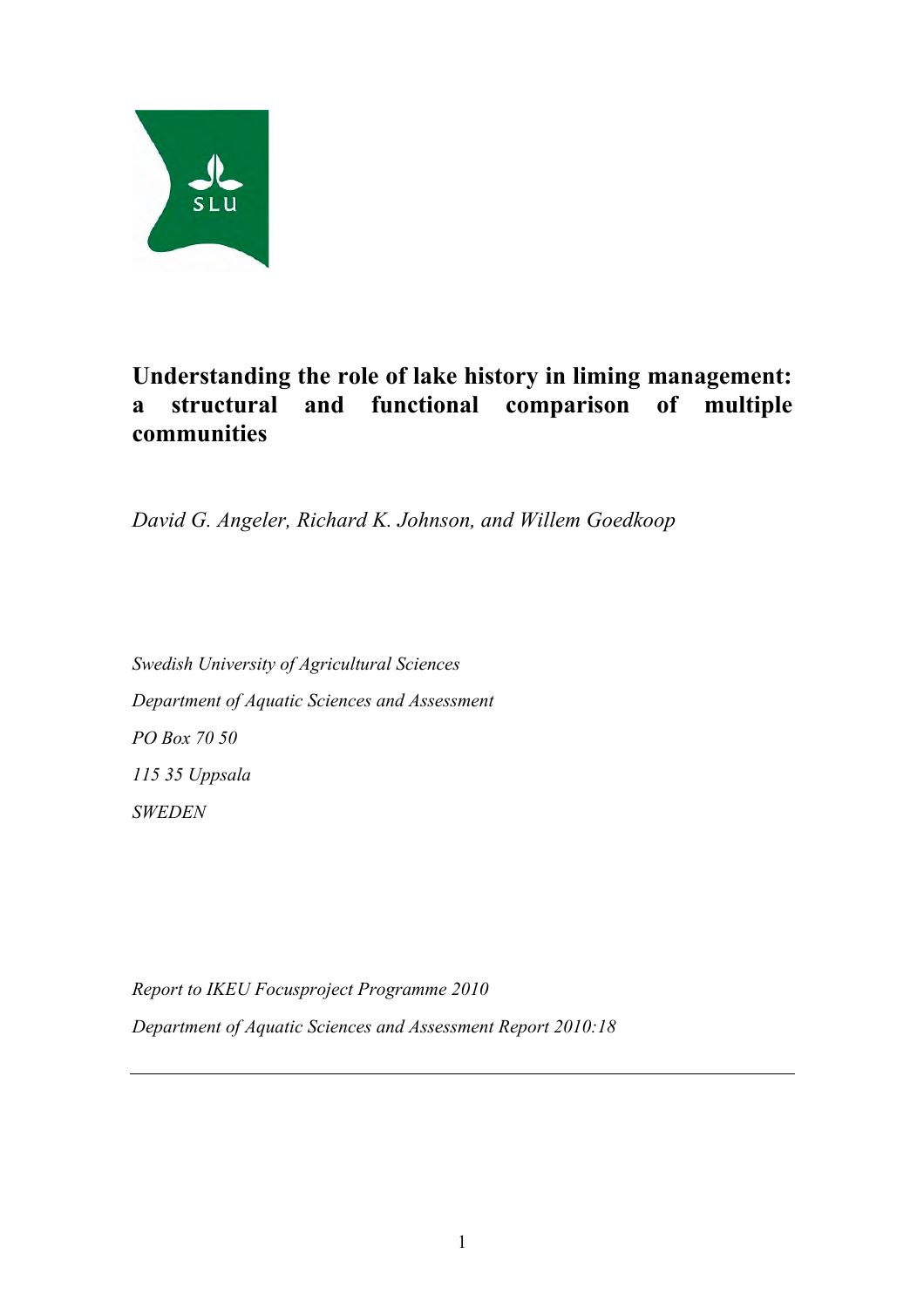# Understanding the role of lake history in liming management: a structural and functional comparison of multiple communities

*David G. Angeler, Richard K. Johnson, and Willem Goedkoop*

*Swedish University of Agricultural Sciences*

*Department of Aquatic Sciences and Assessment*

*PO Box 70 50*

*115 35 Uppsala*

*SWEDEN*

*Report to IKEU Focusproject Programme 2010*

*Department of Aquatic Sciences and Assessment Report 2010:18*

---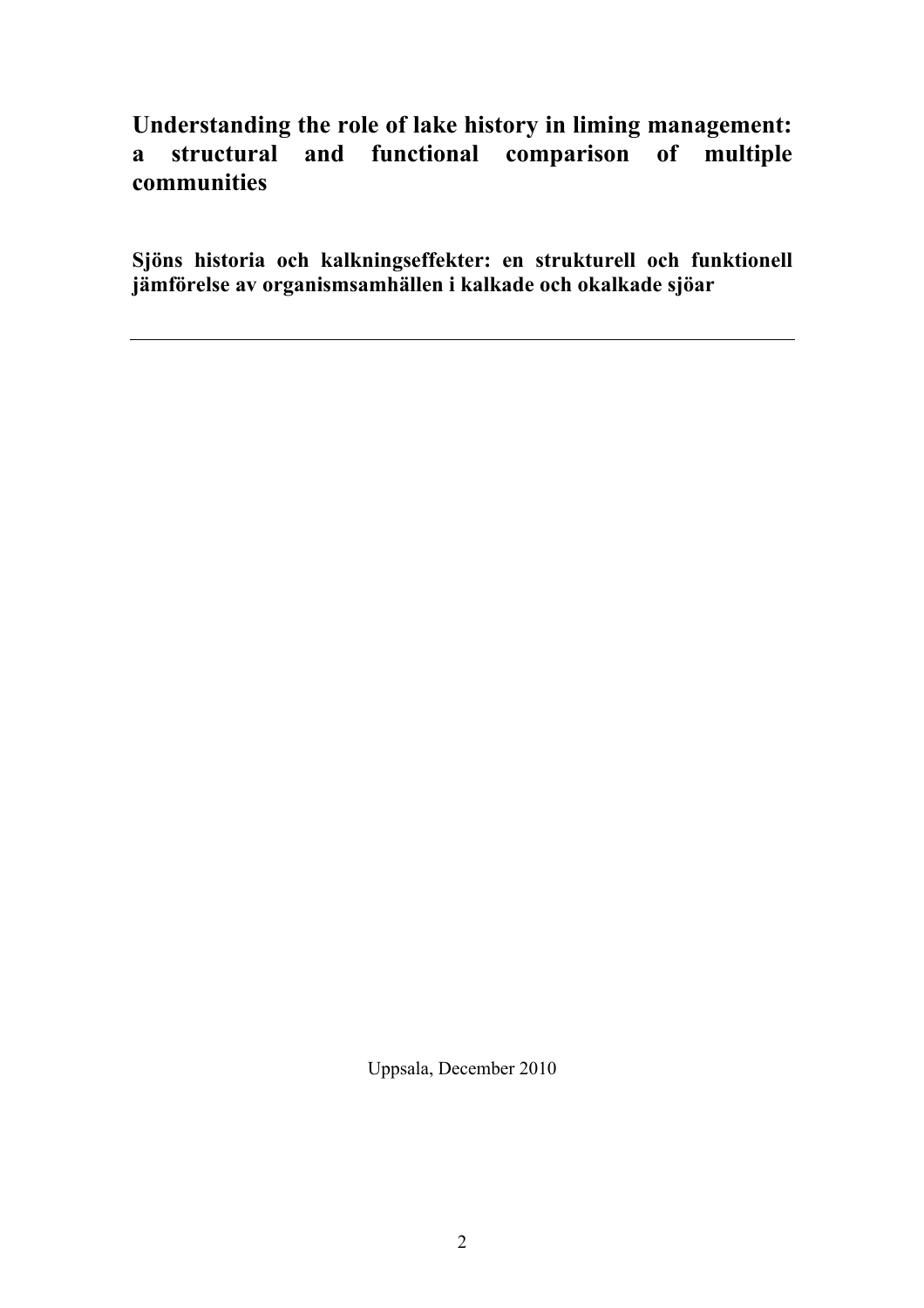# Understanding the role of lake history in liming management: a structural and functional comparison of multiple communities

**Sjöns historia och kalkningseffekter: en strukturell och funktionell jämförelse av organismsamhällen i kalkade och okalkade sjöar**

---

Uppsala, December 2010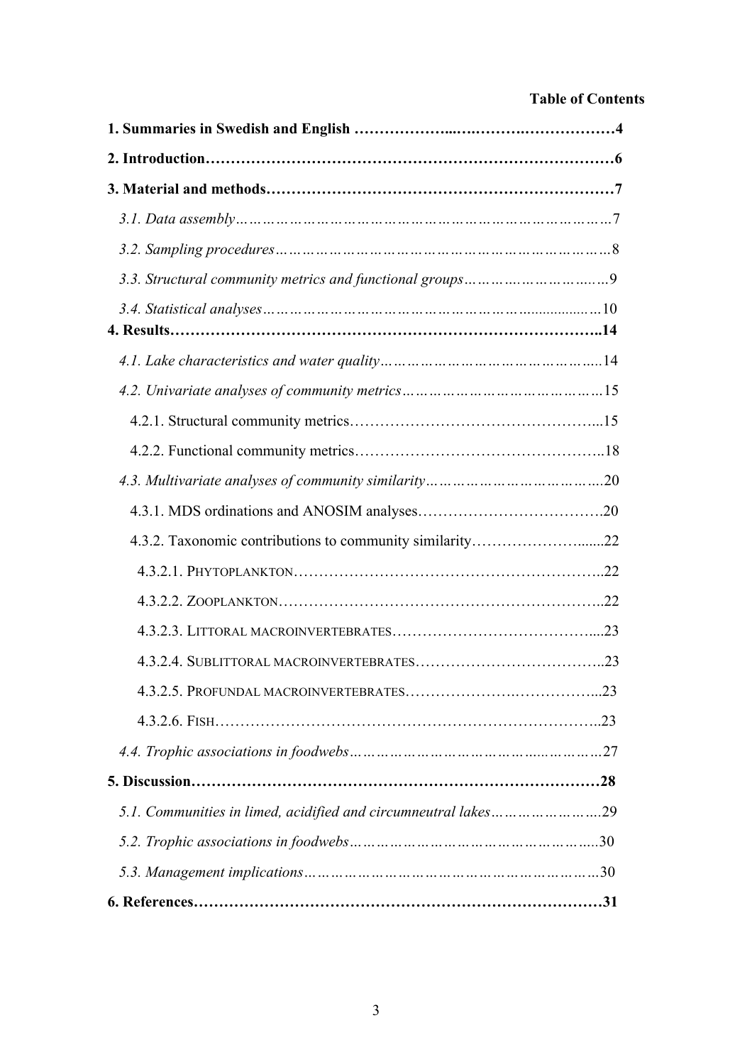**Table of Contents**

**1. Summaries in Swedish and English ………………...….……….………………4**

**2. Introduction……………………………………………………………………6**

**3. Material and methods…………………………………………………………7**

*3.1. Data assembly………………………………………………………………………7*

*3.2. Sampling procedures………………………………………………………………8*

*3.3. Structural community metrics and functional groups………….…………..…9*

*3.4. Statistical analyses…………………………………………………..............……10*

**4. Results………………………………………………………………………..14**

*4.1. Lake characteristics and water quality…………………………………………..14*

*4.2. Univariate analyses of community metrics……………………………………15*

4.2.1. Structural community metrics…………………………………………...15

4.2.2. Functional community metrics…………………………………………..18

*4.3. Multivariate analyses of community similarity……………………………….20*

4.3.1. MDS ordinations and ANOSIM analyses……………………………….20

4.3.2. Taxonomic contributions to community similarity…………………......22

4.3.2.1. PHYTOPLANKTON……………………………………………………..22

4.3.2.2. ZOOPLANKTON………………………………………………………..22

4.3.2.3. LITTORAL MACROINVERTEBRATES…………………………………....23

4.3.2.4. SUBLITTORAL MACROINVERTEBRATES……………………………….23

4.3.2.5. PROFUNDAL MACROINVERTEBRATES…………………….…………...23

4.3.2.6. FISH……………………………………………………………………..23

*4.4. Trophic associations in foodwebs…………………………………..……………27*

**5. Discussion……………………………………………………………………28**

*5.1. Communities in limed, acidified and circumneutral lakes……………………29*

*5.2. Trophic associations in foodwebs………………………………………………..30*

*5.3. Management implications…………………………………………………………30*

**6. References……………………………………………………………………31**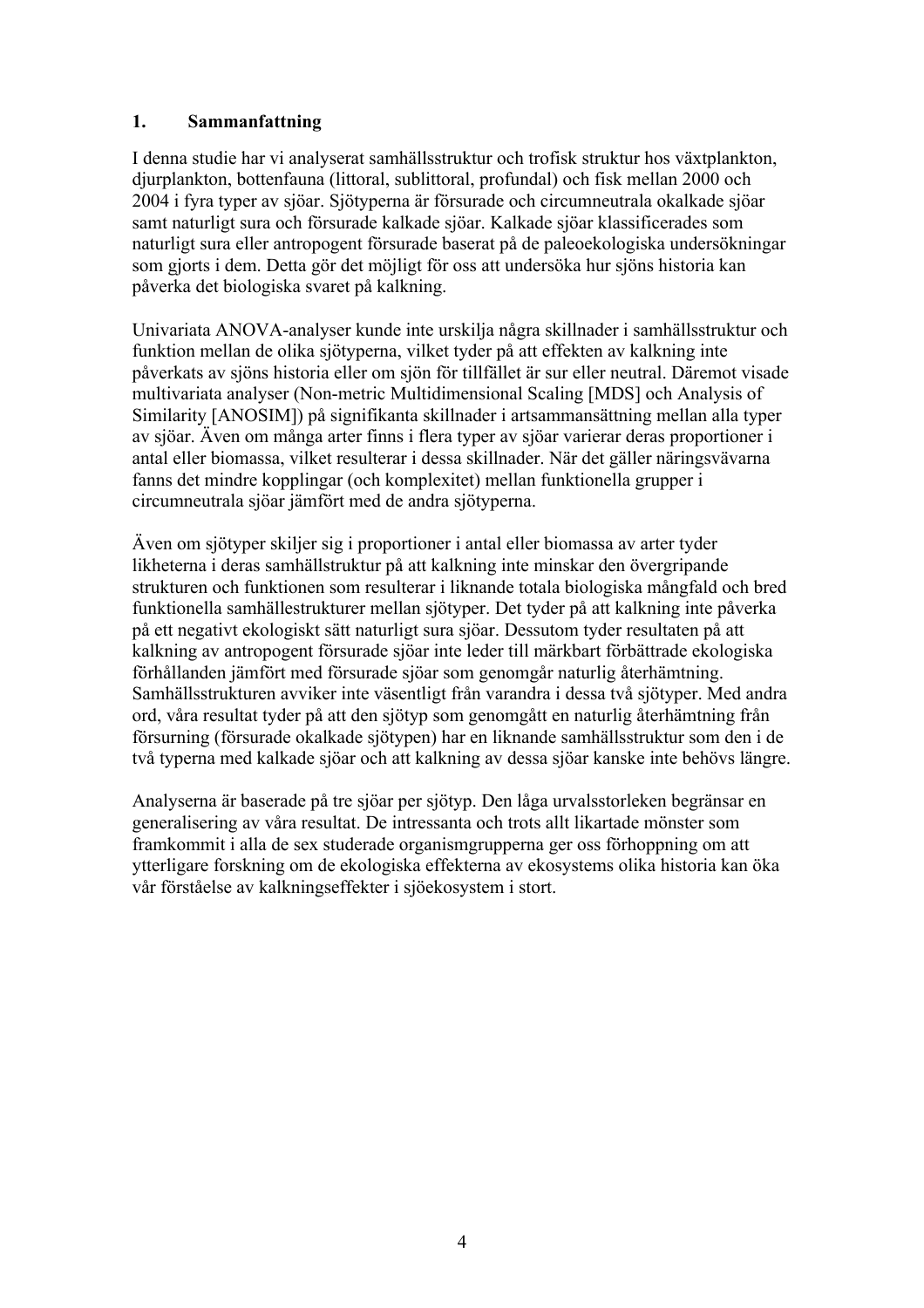## 1. Sammanfattning

I denna studie har vi analyserat samhällsstruktur och trofisk struktur hos växtplankton, djurplankton, bottenfauna (littoral, sublittoral, profundal) och fisk mellan 2000 och 2004 i fyra typer av sjöar. Sjötyperna är försurade och circumneutrala okalkade sjöar samt naturligt sura och försurade kalkade sjöar. Kalkade sjöar klassificerades som naturligt sura eller antropogent försurade baserat på de paleoekologiska undersökningar som gjorts i dem. Detta gör det möjligt för oss att undersöka hur sjöns historia kan påverka det biologiska svaret på kalkning.

Univariata ANOVA-analyser kunde inte urskilja några skillnader i samhällsstruktur och funktion mellan de olika sjötyperna, vilket tyder på att effekten av kalkning inte påverkats av sjöns historia eller om sjön för tillfället är sur eller neutral. Däremot visade multivariata analyser (Non-metric Multidimensional Scaling [MDS] and Analysis of Similarity [ANOSIM]) på signifikanta skillnader i artsammansättning mellan alla typer av sjöar. Även om många arter finns i flera typer av sjöar varierar deras proportioner i antal eller biomassa, vilket resulterar i dessa skillnader. När det gäller näringsvävarna fanns det mindre kopplingar (och komplexitet) mellan funktionella grupper i circumneutrala sjöar jämfört med de andra sjötyperna.

Även om sjötyper skiljer sig i proportioner i antal eller biomassa av arter tyder likheterna i deras samhällstruktur på att kalkning inte minskar den övergripande strukturen och funktionen som resulterar i liknande totala biologiska mångfald och bred funktionella samhällestrukturer mellan sjötyper. Det tyder på att kalkning inte påverka på ett negativt ekologiskt sätt naturligt sura sjöar. Dessutom tyder resultaten på att kalkning av antropogent försurade sjöar inte leder till märkbart förbättrade ekologiska förhållanden jämfört med försurade sjöar som genomgår naturlig återhämtning. Samhällsstrukturen avviker inte väsentligt från varandra i dessa två sjötyper. Med andra ord, våra resultat tyder på att den sjötyp som genomgått en naturlig återhämtning från försurning (försurade okalkade sjötypen) har en liknande samhällsstruktur som den i de två typerna med kalkade sjöar och att kalkning av dessa sjöar kanske inte behövs längre.

Analyserna är baserade på tre sjöar per sjötyp. Den låga urvalsstorleken begränsar en generalisering av våra resultat. De intressanta och trots allt likartade mönster som framkommit i alla de sex studerade organismgrupperna ger oss förhoppning om att ytterligare forskning om de ekologiska effekterna av ekosystems olika historia kan öka vår förståelse av kalkningseffekter i sjöekosystem i stort.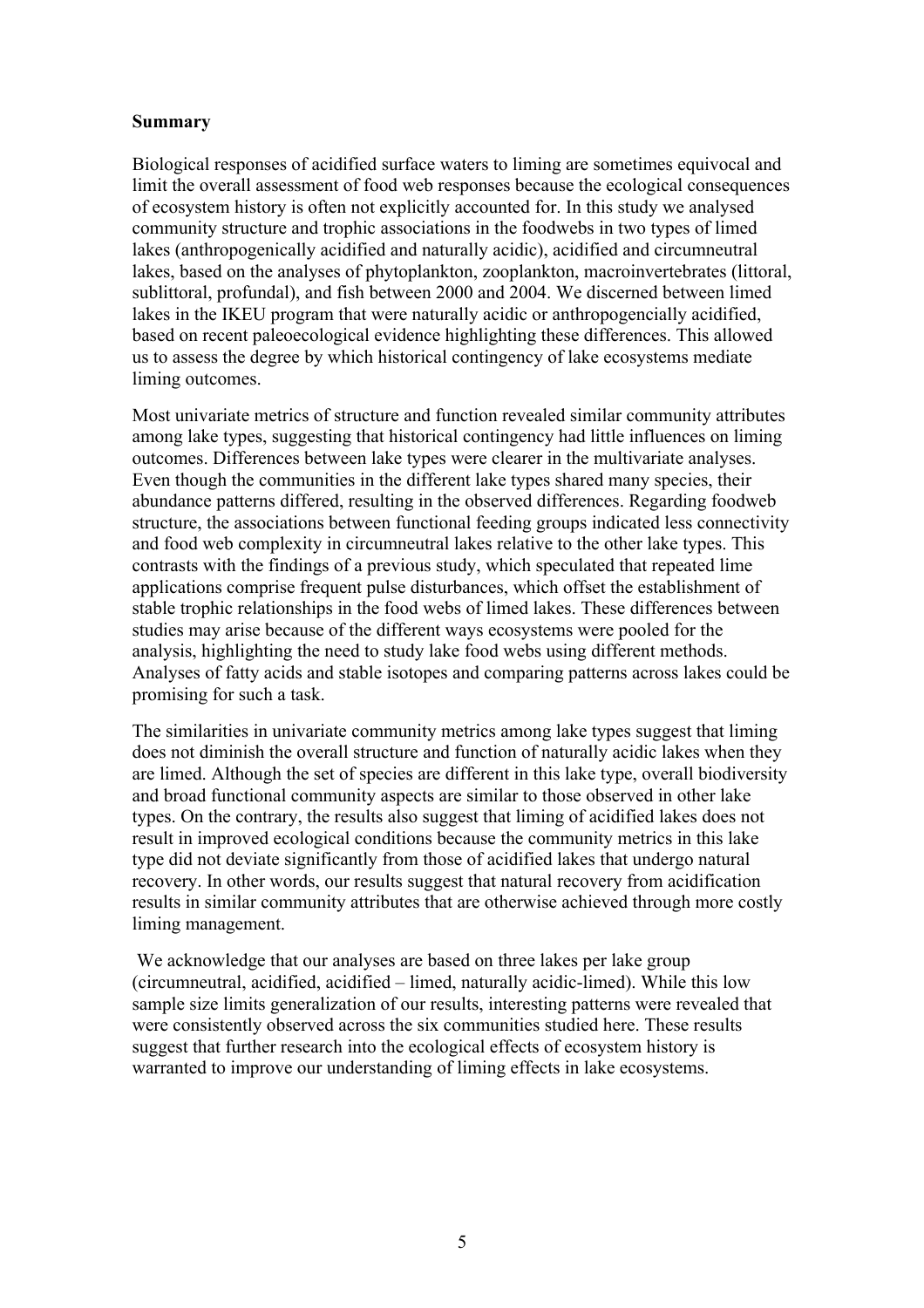**Summary**

Biological responses of acidified surface waters to liming are sometimes equivocal and limit the overall assessment of food web responses because the ecological consequences of ecosystem history is often not explicitly accounted for. In this study we analysed community structure and trophic associations in the foodwebs in two types of limed lakes (anthropogenically acidified and naturally acidic), acidified and circumneutral lakes, based on the analyses of phytoplankton, zooplankton, macroinvertebrates (littoral, sublittoral, profundal), and fish between 2000 and 2004. We discerned between limed lakes in the IKEU program that were naturally acidic or anthropogencially acidified, based on recent paleoecological evidence highlighting these differences. This allowed us to assess the degree by which historical contingency of lake ecosystems mediate liming outcomes.

Most univariate metrics of structure and function revealed similar community attributes among lake types, suggesting that historical contingency had little influences on liming outcomes. Differences between lake types were clearer in the multivariate analyses. Even though the communities in the different lake types shared many species, their abundance patterns differed, resulting in the observed differences. Regarding foodweb structure, the associations between functional feeding groups indicated less connectivity and food web complexity in circumneutral lakes relative to the other lake types. This contrasts with the findings of a previous study, which speculated that repeated lime applications comprise frequent pulse disturbances, which offset the establishment of stable trophic relationships in the food webs of limed lakes. These differences between studies may arise because of the different ways ecosystems were pooled for the analysis, highlighting the need to study lake food webs using different methods. Analyses of fatty acids and stable isotopes and comparing patterns across lakes could be promising for such a task.

The similarities in univariate community metrics among lake types suggest that liming does not diminish the overall structure and function of naturally acidic lakes when they are limed. Although the set of species are different in this lake type, overall biodiversity and broad functional community aspects are similar to those observed in other lake types. On the contrary, the results also suggest that liming of acidified lakes does not result in improved ecological conditions because the community metrics in this lake type did not deviate significantly from those of acidified lakes that undergo natural recovery. In other words, our results suggest that natural recovery from acidification results in similar community attributes that are otherwise achieved through more costly liming management.

We acknowledge that our analyses are based on three lakes per lake group (circumneutral, acidified, acidified – limed, naturally acidic-limed). While this low sample size limits generalization of our results, interesting patterns were revealed that were consistently observed across the six communities studied here. These results suggest that further research into the ecological effects of ecosystem history is warranted to improve our understanding of liming effects in lake ecosystems.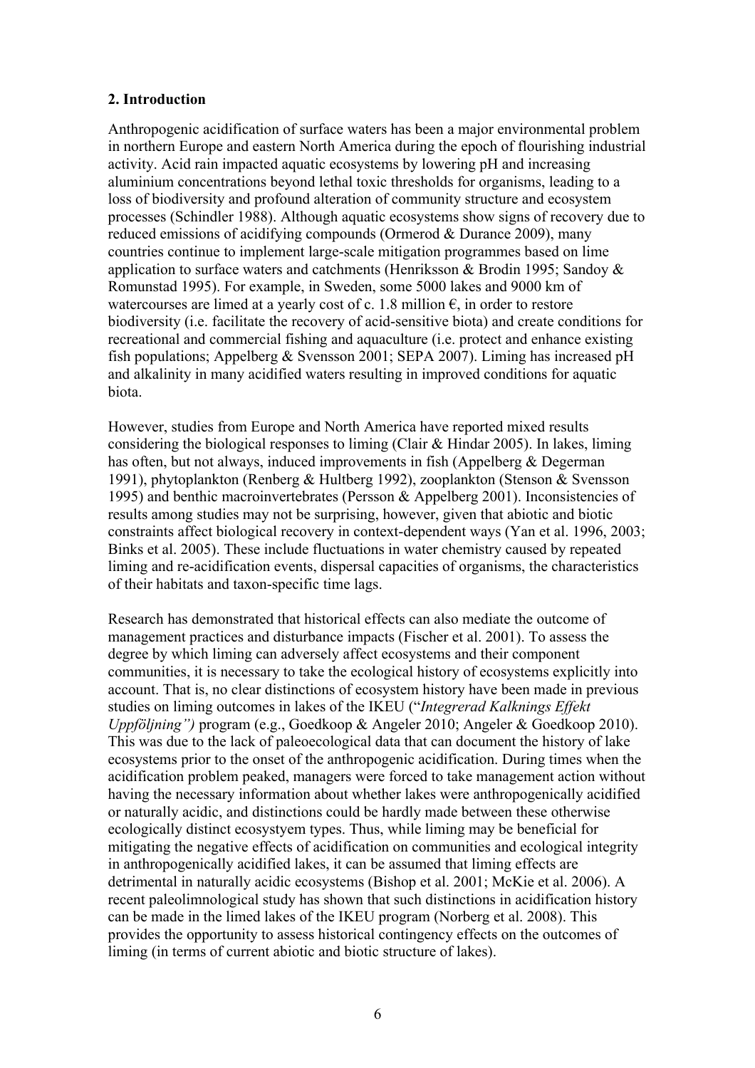## 2. Introduction

Anthropogenic acidification of surface waters has been a major environmental problem in northern Europe and eastern North America during the epoch of flourishing industrial activity. Acid rain impacted aquatic ecosystems by lowering pH and increasing aluminium concentrations beyond lethal toxic thresholds for organisms, leading to a loss of biodiversity and profound alteration of community structure and ecosystem processes (Schindler 1988). Although aquatic ecosystems show signs of recovery due to reduced emissions of acidifying compounds (Ormerod & Durance 2009), many countries continue to implement large-scale mitigation programmes based on lime application to surface waters and catchments (Henriksson & Brodin 1995; Sandoy & Romunstad 1995). For example, in Sweden, some 5000 lakes and 9000 km of watercourses are limed at a yearly cost of c. 1.8 million €, in order to restore biodiversity (i.e. facilitate the recovery of acid-sensitive biota) and create conditions for recreational and commercial fishing and aquaculture (i.e. protect and enhance existing fish populations; Appelberg & Svensson 2001; SEPA 2007). Liming has increased pH and alkalinity in many acidified waters resulting in improved conditions for aquatic biota.

However, studies from Europe and North America have reported mixed results considering the biological responses to liming (Clair & Hindar 2005). In lakes, liming has often, but not always, induced improvements in fish (Appelberg & Degerman 1991), phytoplankton (Renberg & Hultberg 1992), zooplankton (Stenson & Svensson 1995) and benthic macroinvertebrates (Persson & Appelberg 2001). Inconsistencies of results among studies may not be surprising, however, given that abiotic and biotic constraints affect biological recovery in context-dependent ways (Yan et al. 1996, 2003; Binks et al. 2005). These include fluctuations in water chemistry caused by repeated liming and re-acidification events, dispersal capacities of organisms, the characteristics of their habitats and taxon-specific time lags.

Research has demonstrated that historical effects can also mediate the outcome of management practices and disturbance impacts (Fischer et al. 2001). To assess the degree by which liming can adversely affect ecosystems and their component communities, it is necessary to take the ecological history of ecosystems explicitly into account. That is, no clear distinctions of ecosystem history have been made in previous studies on liming outcomes in lakes of the IKEU ("*Integrerad Kalknings Effekt Uppföljning")* program (e.g., Goedkoop & Angeler 2010; Angeler & Goedkoop 2010). This was due to the lack of paleoecological data that can document the history of lake ecosystems prior to the onset of the anthropogenic acidification. During times when the acidification problem peaked, managers were forced to take management action without having the necessary information about whether lakes were anthropogenically acidified or naturally acidic, and distinctions could be hardly made between these otherwise ecologically distinct ecosystyem types. Thus, while liming may be beneficial for mitigating the negative effects of acidification on communities and ecological integrity in anthropogenically acidified lakes, it can be assumed that liming effects are detrimental in naturally acidic ecosystems (Bishop et al. 2001; McKie et al. 2006). A recent paleolimnological study has shown that such distinctions in acidification history can be made in the limed lakes of the IKEU program (Norberg et al. 2008). This provides the opportunity to assess historical contingency effects on the outcomes of liming (in terms of current abiotic and biotic structure of lakes).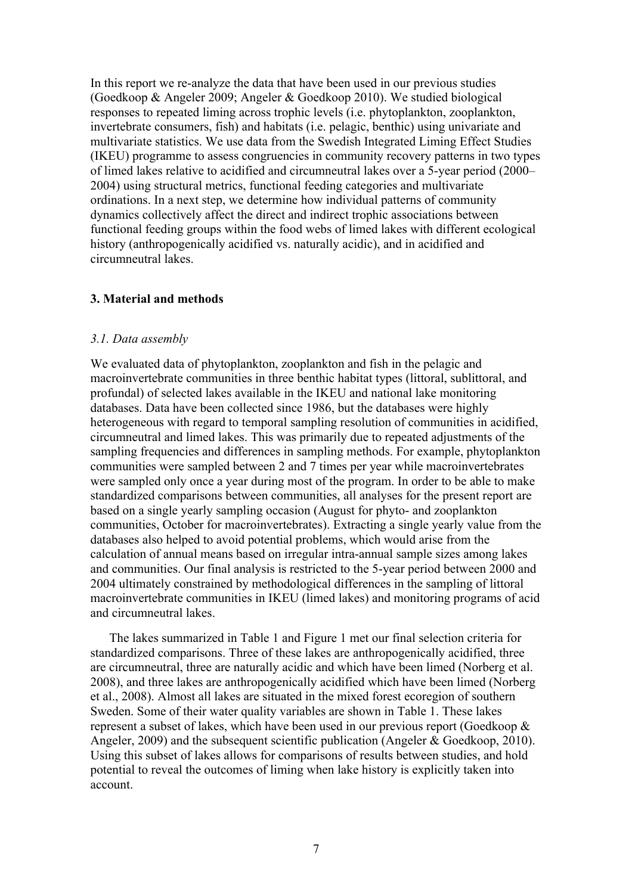In this report we re-analyze the data that have been used in our previous studies (Goedkoop & Angeler 2009; Angeler & Goedkoop 2010). We studied biological responses to repeated liming across trophic levels (i.e. phytoplankton, zooplankton, invertebrate consumers, fish) and habitats (i.e. pelagic, benthic) using univariate and multivariate statistics. We use data from the Swedish Integrated Liming Effect Studies (IKEU) programme to assess congruencies in community recovery patterns in two types of limed lakes relative to acidified and circumneutral lakes over a 5-year period (2000–2004) using structural metrics, functional feeding categories and multivariate ordinations. In a next step, we determine how individual patterns of community dynamics collectively affect the direct and indirect trophic associations between functional feeding groups within the food webs of limed lakes with different ecological history (anthropogenically acidified vs. naturally acidic), and in acidified and circumneutral lakes.

## 3. Material and methods

### *3.1. Data assembly*

We evaluated data of phytoplankton, zooplankton and fish in the pelagic and macroinvertebrate communities in three benthic habitat types (littoral, sublittoral, and profundal) of selected lakes available in the IKEU and national lake monitoring databases. Data have been collected since 1986, but the databases were highly heterogeneous with regard to temporal sampling resolution of communities in acidified, circumneutral and limed lakes. This was primarily due to repeated adjustments of the sampling frequencies and differences in sampling methods. For example, phytoplankton communities were sampled between 2 and 7 times per year while macroinvertebrates were sampled only once a year during most of the program. In order to be able to make standardized comparisons between communities, all analyses for the present report are based on a single yearly sampling occasion (August for phyto- and zooplankton communities, October for macroinvertebrates). Extracting a single yearly value from the databases also helped to avoid potential problems, which would arise from the calculation of annual means based on irregular intra-annual sample sizes among lakes and communities. Our final analysis is restricted to the 5-year period between 2000 and 2004 ultimately constrained by methodological differences in the sampling of littoral macroinvertebrate communities in IKEU (limed lakes) and monitoring programs of acid and circumneutral lakes.

The lakes summarized in Table 1 and Figure 1 met our final selection criteria for standardized comparisons. Three of these lakes are anthropogenically acidified, three are circumneutral, three are naturally acidic and which have been limed (Norberg et al. 2008), and three lakes are anthropogenically acidified which have been limed (Norberg et al., 2008). Almost all lakes are situated in the mixed forest ecoregion of southern Sweden. Some of their water quality variables are shown in Table 1. These lakes represent a subset of lakes, which have been used in our previous report (Goedkoop & Angeler, 2009) and the subsequent scientific publication (Angeler & Goedkoop, 2010). Using this subset of lakes allows for comparisons of results between studies, and hold potential to reveal the outcomes of liming when lake history is explicitly taken into account.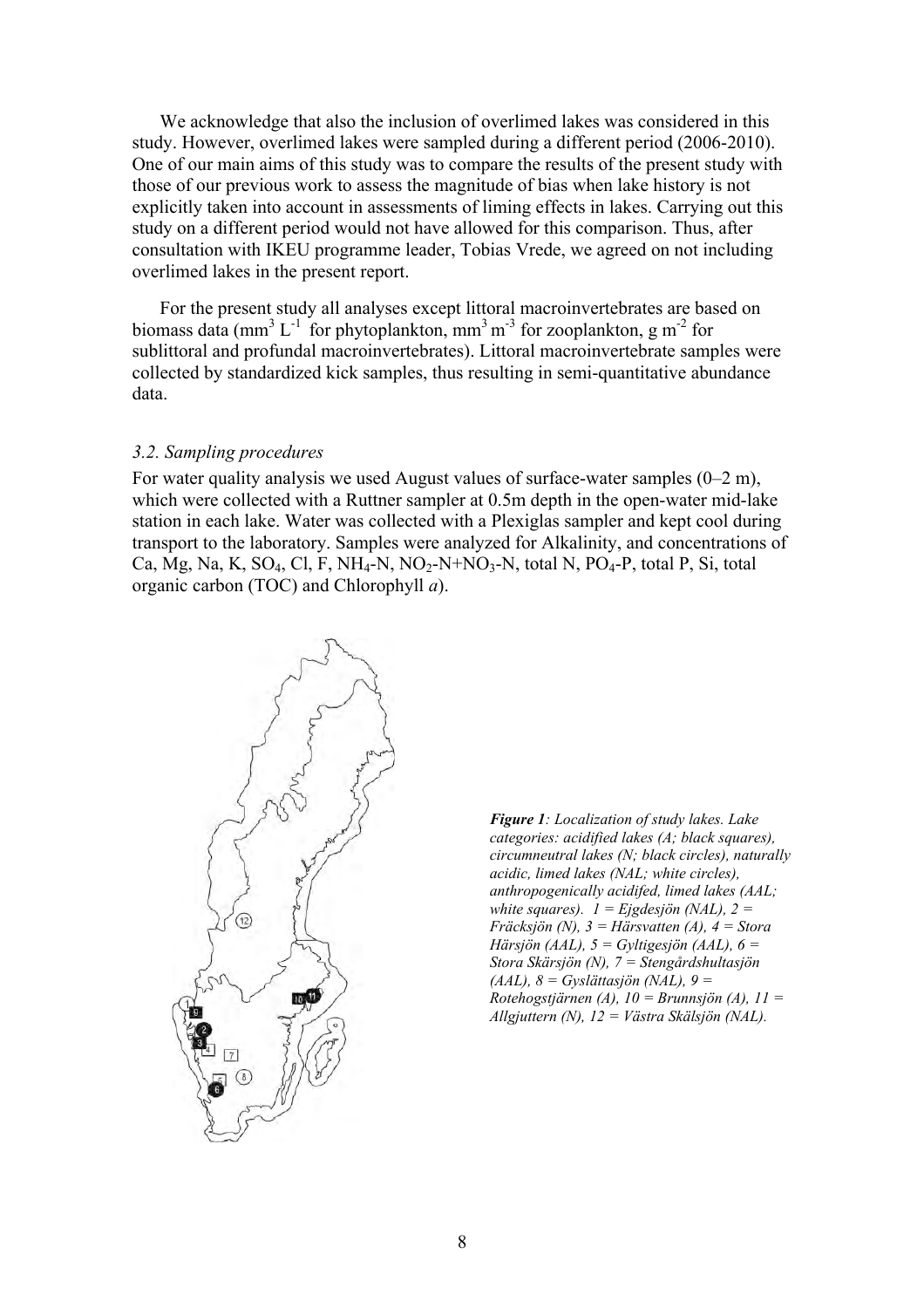We acknowledge that also the inclusion of overlimed lakes was considered in this study. However, overlimed lakes were sampled during a different period (2006-2010). One of our main aims of this study was to compare the results of the present study with those of our previous work to assess the magnitude of bias when lake history is not explicitly taken into account in assessments of liming effects in lakes. Carrying out this study on a different period would not have allowed for this comparison. Thus, after consultation with IKEU programme leader, Tobias Vrede, we agreed on not including overlimed lakes in the present report.

For the present study all analyses except littoral macroinvertebrates are based on biomass data ($mm^3\ L^{-1}$ for phytoplankton, $mm^3\ m^{-3}$ for zooplankton, $g\ m^{-2}$ for sublittoral and profundal macroinvertebrates). Littoral macroinvertebrate samples were collected by standardized kick samples, thus resulting in semi-quantitative abundance data.

### *3.2. Sampling procedures*

For water quality analysis we used August values of surface-water samples (0–2 m), which were collected with a Ruttner sampler at 0.5m depth in the open-water mid-lake station in each lake. Water was collected with a Plexiglas sampler and kept cool during transport to the laboratory. Samples were analyzed for Alkalinity, and concentrations of Ca, Mg, Na, K, $SO_4$, Cl, F, $NH_4$-N, $NO_2$-N+$NO_3$-N, total N, $PO_4$-P, total P, Si, total organic carbon (TOC) and Chlorophyll *a*).

***Figure 1****: Localization of study lakes. Lake categories: acidified lakes (A; black squares), circumneutral lakes (N; black circles), naturally acidic, limed lakes (NAL; white circles), anthropogenically acidifed, limed lakes (AAL; white squares). 1 = Ejgdesjön (NAL), 2 = Fräcksjön (N), 3 = Härsvatten (A), 4 = Stora Härsjön (AAL), 5 = Gyltigesjön (AAL), 6 = Stora Skärsjön (N), 7 = Stengårdshultasjön (AAL), 8 = Gyslättasjön (NAL), 9 = Rotehogstjärnen (A), 10 = Brunnsjön (A), 11 = Allgjuttern (N), 12 = Västra Skälsjön (NAL).*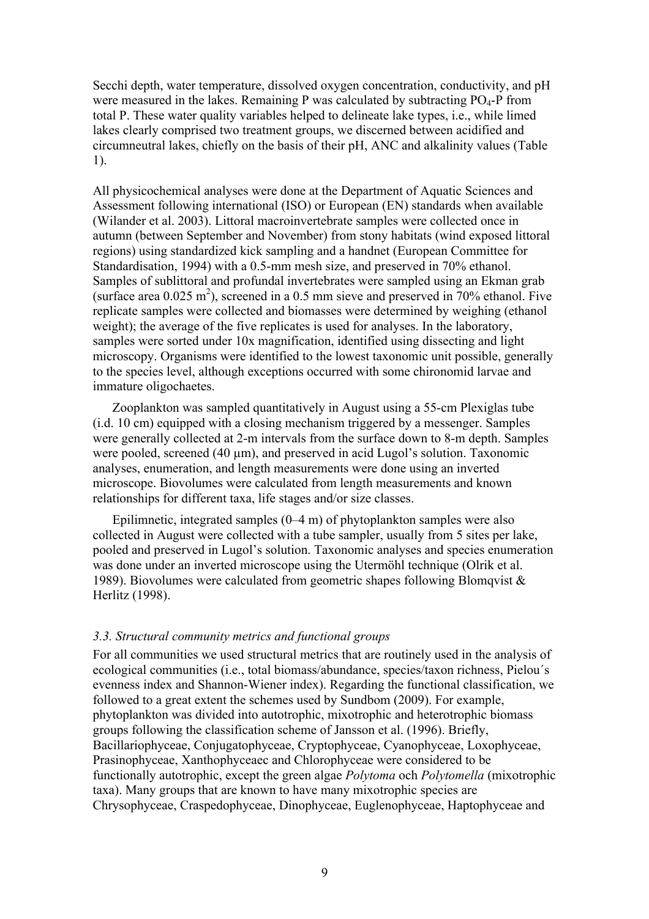Secchi depth, water temperature, dissolved oxygen concentration, conductivity, and pH were measured in the lakes. Remaining P was calculated by subtracting $PO_4$-P from total P. These water quality variables helped to delineate lake types, i.e., while limed lakes clearly comprised two treatment groups, we discerned between acidified and circumneutral lakes, chiefly on the basis of their pH, ANC and alkalinity values (Table 1).

All physicochemical analyses were done at the Department of Aquatic Sciences and Assessment following international (ISO) or European (EN) standards when available (Wilander et al. 2003). Littoral macroinvertebrate samples were collected once in autumn (between September and November) from stony habitats (wind exposed littoral regions) using standardized kick sampling and a handnet (European Committee for Standardisation, 1994) with a 0.5-mm mesh size, and preserved in 70% ethanol. Samples of sublittoral and profundal invertebrates were sampled using an Ekman grab (surface area 0.025 $m^2$), screened in a 0.5 mm sieve and preserved in 70% ethanol. Five replicate samples were collected and biomasses were determined by weighing (ethanol weight); the average of the five replicates is used for analyses. In the laboratory, samples were sorted under 10x magnification, identified using dissecting and light microscopy. Organisms were identified to the lowest taxonomic unit possible, generally to the species level, although exceptions occurred with some chironomid larvae and immature oligochaetes.

Zooplankton was sampled quantitatively in August using a 55-cm Plexiglas tube (i.d. 10 cm) equipped with a closing mechanism triggered by a messenger. Samples were generally collected at 2-m intervals from the surface down to 8-m depth. Samples were pooled, screened (40 µm), and preserved in acid Lugol's solution. Taxonomic analyses, enumeration, and length measurements were done using an inverted microscope. Biovolumes were calculated from length measurements and known relationships for different taxa, life stages and/or size classes.

Epilimnetic, integrated samples (0–4 m) of phytoplankton samples were also collected in August were collected with a tube sampler, usually from 5 sites per lake, pooled and preserved in Lugol's solution. Taxonomic analyses and species enumeration was done under an inverted microscope using the Utermöhl technique (Olrik et al. 1989). Biovolumes were calculated from geometric shapes following Blomqvist & Herlitz (1998).

### *3.3. Structural community metrics and functional groups*

For all communities we used structural metrics that are routinely used in the analysis of ecological communities (i.e., total biomass/abundance, species/taxon richness, Pielou´s evenness index and Shannon-Wiener index). Regarding the functional classification, we followed to a great extent the schemes used by Sundbom (2009). For example, phytoplankton was divided into autotrophic, mixotrophic and heterotrophic biomass groups following the classification scheme of Jansson et al. (1996). Briefly, Bacillariophyceae, Conjugatophyceae, Cryptophyceae, Cyanophyceae, Loxophyceae, Prasinophyceae, Xanthophyceaec and Chlorophyceae were considered to be functionally autotrophic, except the green algae *Polytoma* och *Polytomella* (mixotrophic taxa). Many groups that are known to have many mixotrophic species are Chrysophyceae, Craspedophyceae, Dinophyceae, Euglenophyceae, Haptophyceae and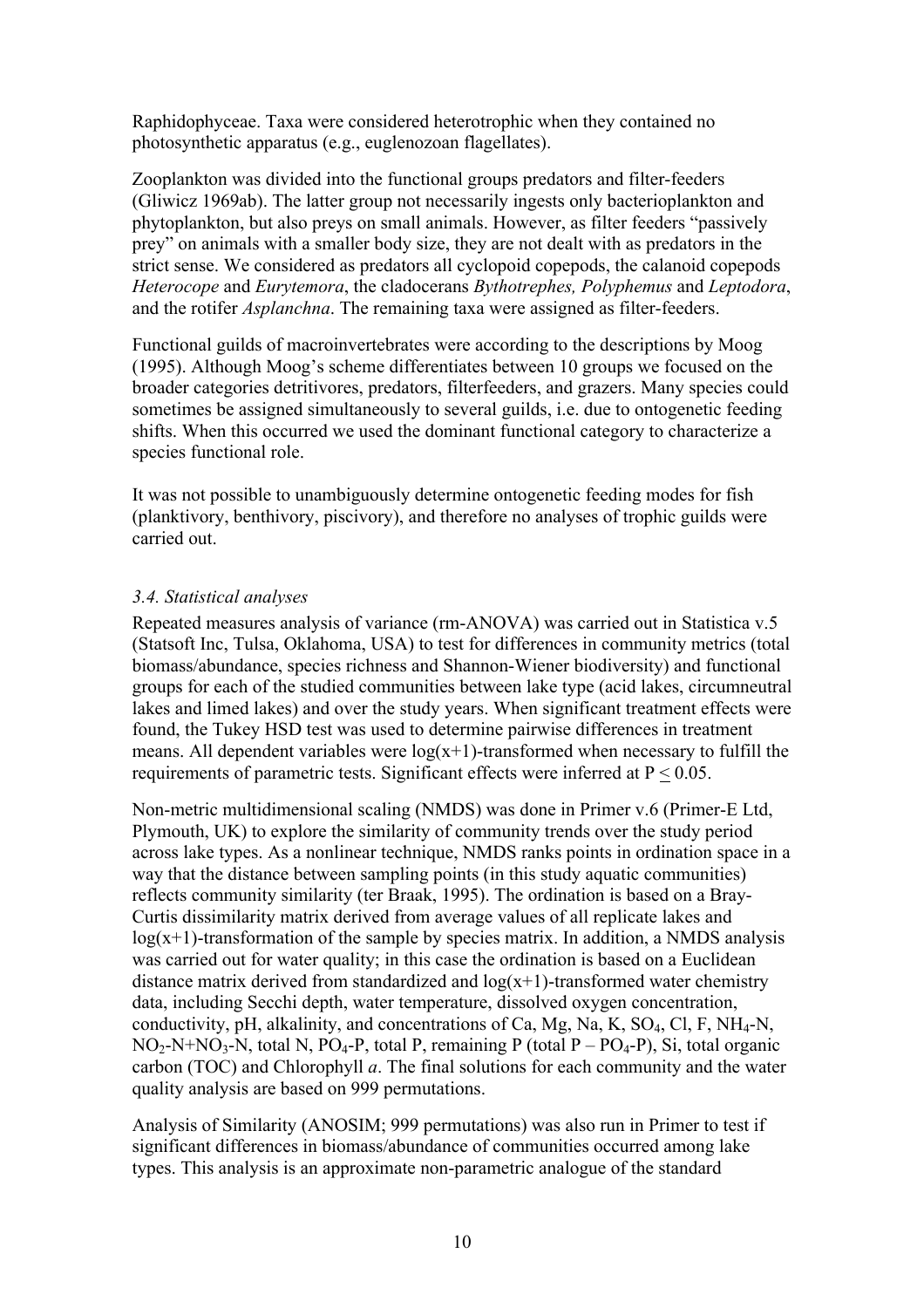Raphidophyceae. Taxa were considered heterotrophic when they contained no photosynthetic apparatus (e.g., euglenozoan flagellates).

Zooplankton was divided into the functional groups predators and filter-feeders (Gliwicz 1969ab). The latter group not necessarily ingests only bacterioplankton and phytoplankton, but also preys on small animals. However, as filter feeders "passively prey" on animals with a smaller body size, they are not dealt with as predators in the strict sense. We considered as predators all cyclopoid copepods, the calanoid copepods *Heterocope* and *Eurytemora*, the cladocerans *Bythotrephes, Polyphemus* and *Leptodora*, and the rotifer *Asplanchna*. The remaining taxa were assigned as filter-feeders.

Functional guilds of macroinvertebrates were according to the descriptions by Moog (1995). Although Moog's scheme differentiates between 10 groups we focused on the broader categories detritivores, predators, filterfeeders, and grazers. Many species could sometimes be assigned simultaneously to several guilds, i.e. due to ontogenetic feeding shifts. When this occurred we used the dominant functional category to characterize a species functional role.

It was not possible to unambiguously determine ontogenetic feeding modes for fish (planktivory, benthivory, piscivory), and therefore no analyses of trophic guilds were carried out.

### *3.4. Statistical analyses*

Repeated measures analysis of variance (rm-ANOVA) was carried out in Statistica v.5 (Statsoft Inc, Tulsa, Oklahoma, USA) to test for differences in community metrics (total biomass/abundance, species richness and Shannon-Wiener biodiversity) and functional groups for each of the studied communities between lake type (acid lakes, circumneutral lakes and limed lakes) and over the study years. When significant treatment effects were found, the Tukey HSD test was used to determine pairwise differences in treatment means. All dependent variables were $\log(x+1)$-transformed when necessary to fulfill the requirements of parametric tests. Significant effects were inferred at $P \leq 0.05$.

Non-metric multidimensional scaling (NMDS) was done in Primer v.6 (Primer-E Ltd, Plymouth, UK) to explore the similarity of community trends over the study period across lake types. As a nonlinear technique, NMDS ranks points in ordination space in a way that the distance between sampling points (in this study aquatic communities) reflects community similarity (ter Braak, 1995). The ordination is based on a Bray-Curtis dissimilarity matrix derived from average values of all replicate lakes and $\log(x+1)$-transformation of the sample by species matrix. In addition, a NMDS analysis was carried out for water quality; in this case the ordination is based on a Euclidean distance matrix derived from standardized and $\log(x+1)$-transformed water chemistry data, including Secchi depth, water temperature, dissolved oxygen concentration, conductivity, pH, alkalinity, and concentrations of Ca, Mg, Na, K, $SO_4$, Cl, F, $NH_4$-N, $NO_2$-N+$NO_3$-N, total N, $PO_4$-P, total P, remaining P (total P – $PO_4$-P), Si, total organic carbon (TOC) and Chlorophyll *a*. The final solutions for each community and the water quality analysis are based on 999 permutations.

Analysis of Similarity (ANOSIM; 999 permutations) was also run in Primer to test if significant differences in biomass/abundance of communities occurred among lake types. This analysis is an approximate non-parametric analogue of the standard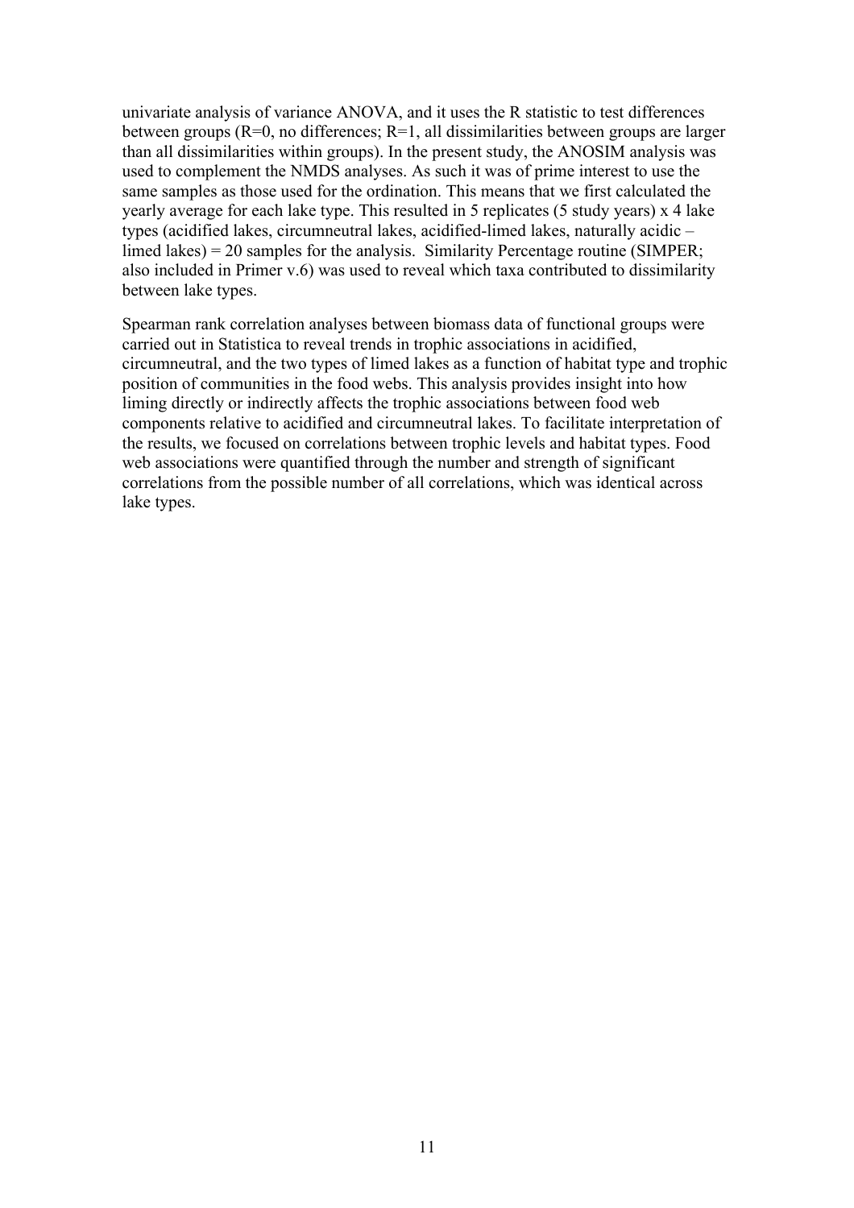univariate analysis of variance ANOVA, and it uses the R statistic to test differences between groups (R=0, no differences; R=1, all dissimilarities between groups are larger than all dissimilarities within groups). In the present study, the ANOSIM analysis was used to complement the NMDS analyses. As such it was of prime interest to use the same samples as those used for the ordination. This means that we first calculated the yearly average for each lake type. This resulted in 5 replicates (5 study years) x 4 lake types (acidified lakes, circumneutral lakes, acidified-limed lakes, naturally acidic – limed lakes) = 20 samples for the analysis. Similarity Percentage routine (SIMPER; also included in Primer v.6) was used to reveal which taxa contributed to dissimilarity between lake types.

Spearman rank correlation analyses between biomass data of functional groups were carried out in Statistica to reveal trends in trophic associations in acidified, circumneutral, and the two types of limed lakes as a function of habitat type and trophic position of communities in the food webs. This analysis provides insight into how liming directly or indirectly affects the trophic associations between food web components relative to acidified and circumneutral lakes. To facilitate interpretation of the results, we focused on correlations between trophic levels and habitat types. Food web associations were quantified through the number and strength of significant correlations from the possible number of all correlations, which was identical across lake types.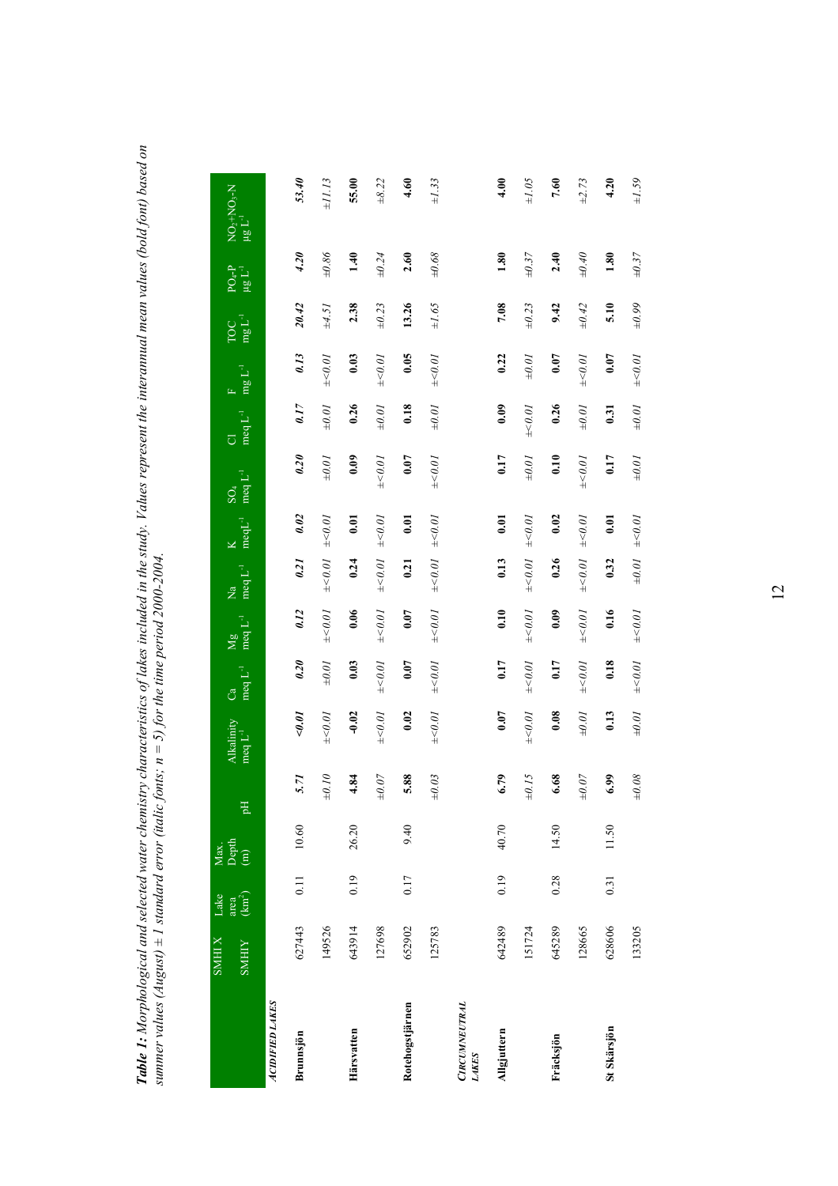***Table 1:*** *Morphological and selected water chemistry characteristics of lakes included in the study. Values represent the interannual mean values (bold font) based on summer values (August) ± 1 standard error (italic fonts; n = 5) for the time period 2000-2004.*

| | SMHI X / SMHIY | Lake area (km$^2$) | Max. Depth (m) | pH | Alkalinity meq L$^{-1}$ | Ca meq L$^{-1}$ | Mg meq L$^{-1}$ | Na meq L$^{-1}$ | K meqL$^{-1}$ | $SO_4$ meq L$^{-1}$ | Cl meq L$^{-1}$ | F mg L$^{-1}$ | TOC mg L$^{-1}$ | $PO_4$-P µg L$^{-1}$ | $NO_2$+$NO_3$-N µg L$^{-1}$ |
|---|---|---|---|---|---|---|---|---|---|---|---|---|---|---|---|
| ***ACIDIFIED LAKES*** | | | | | | | | | | | | | | | |
| **Brunnsjön** | 627443 | 0.11 | 10.60 | **5.71** | **<0.01** | **0.20** | **0.12** | **0.21** | **0.02** | **0.20** | **0.17** | **0.13** | **20.42** | **4.20** | **53.40** |
| | 149526 | | | *±0.10* | *±<0.01* | *±0.01* | *±<0.01* | *±<0.01* | *±<0.01* | *±0.01* | *±0.01* | *±<0.01* | *±4.51* | *±0.86* | *±11.13* |
| **Härsvatten** | 643914 | 0.19 | 26.20 | **4.84** | **-0.02** | **0.03** | **0.06** | **0.24** | **0.01** | **0.09** | **0.26** | **0.03** | **2.38** | **1.40** | **55.00** |
| | 127698 | | | *±0.07* | *±<0.01* | *±<0.01* | *±<0.01* | *±<0.01* | *±<0.01* | *±<0.01* | *±0.01* | *±<0.01* | *±0.23* | *±0.24* | *±8.22* |
| **Rotehogstjärnen** | 652902 | 0.17 | 9.40 | **5.88** | **0.02** | **0.07** | **0.07** | **0.21** | **0.01** | **0.07** | **0.18** | **0.05** | **13.26** | **2.60** | **4.60** |
| | 125783 | | | *±0.03* | *±<0.01* | *±<0.01* | *±<0.01* | *±<0.01* | *±<0.01* | *±<0.01* | *±0.01* | *±<0.01* | *±1.65* | *±0.68* | *±1.33* |
| ***CIRCUMNEUTRAL LAKES*** | | | | | | | | | | | | | | | |
| **Allgjuttern** | 642489 | 0.19 | 40.70 | **6.79** | **0.07** | **0.17** | **0.10** | **0.13** | **0.01** | **0.17** | **0.09** | **0.22** | **7.08** | **1.80** | **4.00** |
| | 151724 | | | *±0.15* | *±<0.01* | *±<0.01* | *±<0.01* | *±<0.01* | *±<0.01* | *±0.01* | *±<0.01* | *±0.01* | *±0.23* | *±0.37* | *±1.05* |
| **Fräcksjön** | 645289 | 0.28 | 14.50 | **6.68** | **0.08** | **0.17** | **0.09** | **0.26** | **0.02** | **0.10** | **0.26** | **0.07** | **9.42** | **2.40** | **7.60** |
| | 128665 | | | *±0.07* | *±0.01* | *±<0.01* | *±<0.01* | *±<0.01* | *±<0.01* | *±<0.01* | *±0.01* | *±<0.01* | *±0.42* | *±0.40* | *±2.73* |
| **St Skärsjön** | 628606 | 0.31 | 11.50 | **6.99** | **0.13** | **0.18** | **0.16** | **0.32** | **0.01** | **0.17** | **0.31** | **0.07** | **5.10** | **1.80** | **4.20** |
| | 133205 | | | *±0.08* | *±0.01* | *±<0.01* | *±<0.01* | *±0.01* | *±<0.01* | *±0.01* | *±0.01* | *±<0.01* | *±0.99* | *±0.37* | *±1.59* |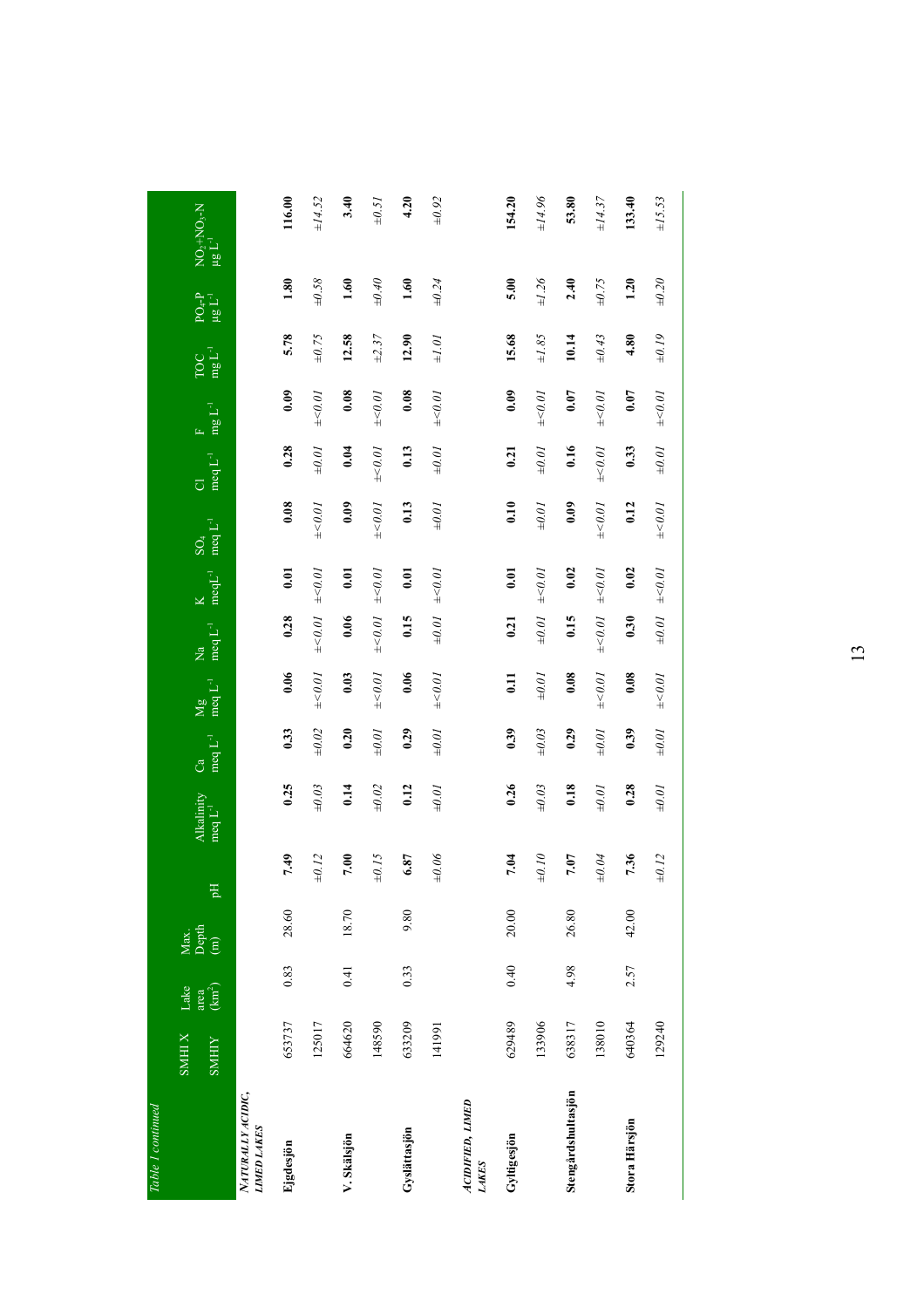*Table 1 continued*

| | SMHI X<br>SMHI Y | Lake area (km$^2$) | Max. Depth (m) | pH | Alkalinity meq L$^{-1}$ | Ca meq L$^{-1}$ | Mg meq L$^{-1}$ | Na meq L$^{-1}$ | K meqL$^{-1}$ | $SO_4$ meq L$^{-1}$ | Cl meq L$^{-1}$ | F mg L$^{-1}$ | TOC mg L$^{-1}$ | $PO_4$-P µg L$^{-1}$ | $NO_2$+$NO_3$-N µg L$^{-1}$ |
|---|---|---|---|---|---|---|---|---|---|---|---|---|---|---|---|
| ***NATURALLY ACIDIC, LIMED LAKES*** | | | | | | | | | | | | | | | |
| **Ejgdesjön** | 653737 | 0.83 | 28.60 | **7.49** | **0.25** | **0.33** | **0.06** | **0.28** | **0.01** | **0.08** | **0.28** | **0.09** | **5.78** | **1.80** | **116.00** |
| | 125017 | | | *±0.12* | *±0.03* | *±0.02* | *±<0.01* | *±<0.01* | *±<0.01* | *±<0.01* | *±0.01* | *±<0.01* | *±0.75* | *±0.58* | *±14.52* |
| **V. Skälsjön** | 664620 | 0.41 | 18.70 | **7.00** | **0.14** | **0.20** | **0.03** | **0.06** | **0.01** | **0.09** | **0.04** | **0.08** | **12.58** | **1.60** | **3.40** |
| | 148590 | | | *±0.15* | *±0.02* | *±0.01* | *±<0.01* | *±<0.01* | *±<0.01* | *±<0.01* | *±<0.01* | *±<0.01* | *±2.37* | *±0.40* | *±0.51* |
| **Gyslättasjön** | 633209 | 0.33 | 9.80 | **6.87** | **0.12** | **0.29** | **0.06** | **0.15** | **0.01** | **0.13** | **0.13** | **0.08** | **12.90** | **1.60** | **4.20** |
| | 141991 | | | *±0.06* | *±0.01* | *±0.01* | *±<0.01* | *±0.01* | *±<0.01* | *±0.01* | *±0.01* | *±<0.01* | *±1.01* | *±0.24* | *±0.92* |
| ***ACIDIFIED, LIMED LAKES*** | | | | | | | | | | | | | | | |
| **Gyltigesjön** | 629489 | 0.40 | 20.00 | **7.04** | **0.26** | **0.39** | **0.11** | **0.21** | **0.01** | **0.10** | **0.21** | **0.09** | **15.68** | **5.00** | **154.20** |
| | 133906 | | | *±0.10* | *±0.03* | *±0.03* | *±0.01* | *±0.01* | *±<0.01* | *±0.01* | *±0.01* | *±<0.01* | *±1.85* | *±1.26* | *±14.96* |
| **Stengårdshultasjön** | 638317 | 4.98 | 26.80 | **7.07** | **0.18** | **0.29** | **0.08** | **0.15** | **0.02** | **0.09** | **0.16** | **0.07** | **10.14** | **2.40** | **53.80** |
| | 138010 | | | *±0.04* | *±0.01* | *±0.01* | *±<0.01* | *±<0.01* | *±<0.01* | *±<0.01* | *±<0.01* | *±<0.01* | *±0.43* | *±0.75* | *±14.37* |
| **Stora Härsjön** | 640364 | 2.57 | 42.00 | **7.36** | **0.28** | **0.39** | **0.08** | **0.30** | **0.02** | **0.12** | **0.33** | **0.07** | **4.80** | **1.20** | **133.40** |
| | 129240 | | | *±0.12* | *±0.01* | *±0.01* | *±<0.01* | *±0.01* | *±<0.01* | *±<0.01* | *±0.01* | *±<0.01* | *±0.19* | *±0.20* | *±15.53* |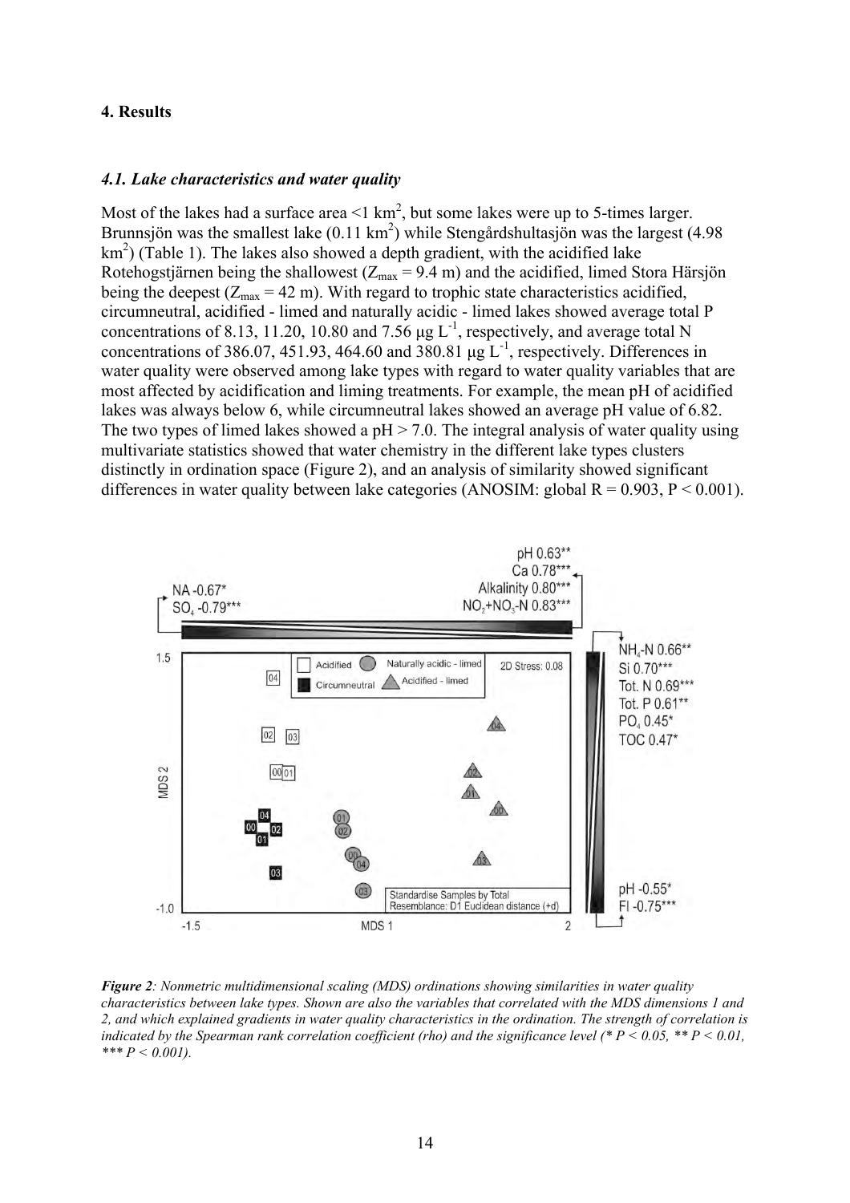## 4. Results

### *4.1. Lake characteristics and water quality*

Most of the lakes had a surface area <1 $km^2$, but some lakes were up to 5-times larger. Brunnsjön was the smallest lake (0.11 $km^2$) while Stengårdshultasjön was the largest (4.98 $km^2$) (Table 1). The lakes also showed a depth gradient, with the acidified lake Rotehogstjärnen being the shallowest ($Z_{max}$ = 9.4 m) and the acidified, limed Stora Härsjön being the deepest ($Z_{max}$ = 42 m). With regard to trophic state characteristics acidified, circumneutral, acidified - limed and naturally acidic - limed lakes showed average total P concentrations of 8.13, 11.20, 10.80 and 7.56 $\mu g\ L^{-1}$, respectively, and average total N concentrations of 386.07, 451.93, 464.60 and 380.81 $\mu g\ L^{-1}$, respectively. Differences in water quality were observed among lake types with regard to water quality variables that are most affected by acidification and liming treatments. For example, the mean pH of acidified lakes was always below 6, while circumneutral lakes showed an average pH value of 6.82. The two types of limed lakes showed a pH > 7.0. The integral analysis of water quality using multivariate statistics showed that water chemistry in the different lake types clusters distinctly in ordination space (Figure 2), and an analysis of similarity showed significant differences in water quality between lake categories (ANOSIM: global $R = 0.903$, $P < 0.001$).

***Figure 2****: Nonmetric multidimensional scaling (MDS) ordinations showing similarities in water quality characteristics between lake types. Shown are also the variables that correlated with the MDS dimensions 1 and 2, and which explained gradients in water quality characteristics in the ordination. The strength of correlation is indicated by the Spearman rank correlation coefficient (rho) and the significance level (* P < 0.05, ** P < 0.01, *** P < 0.001).*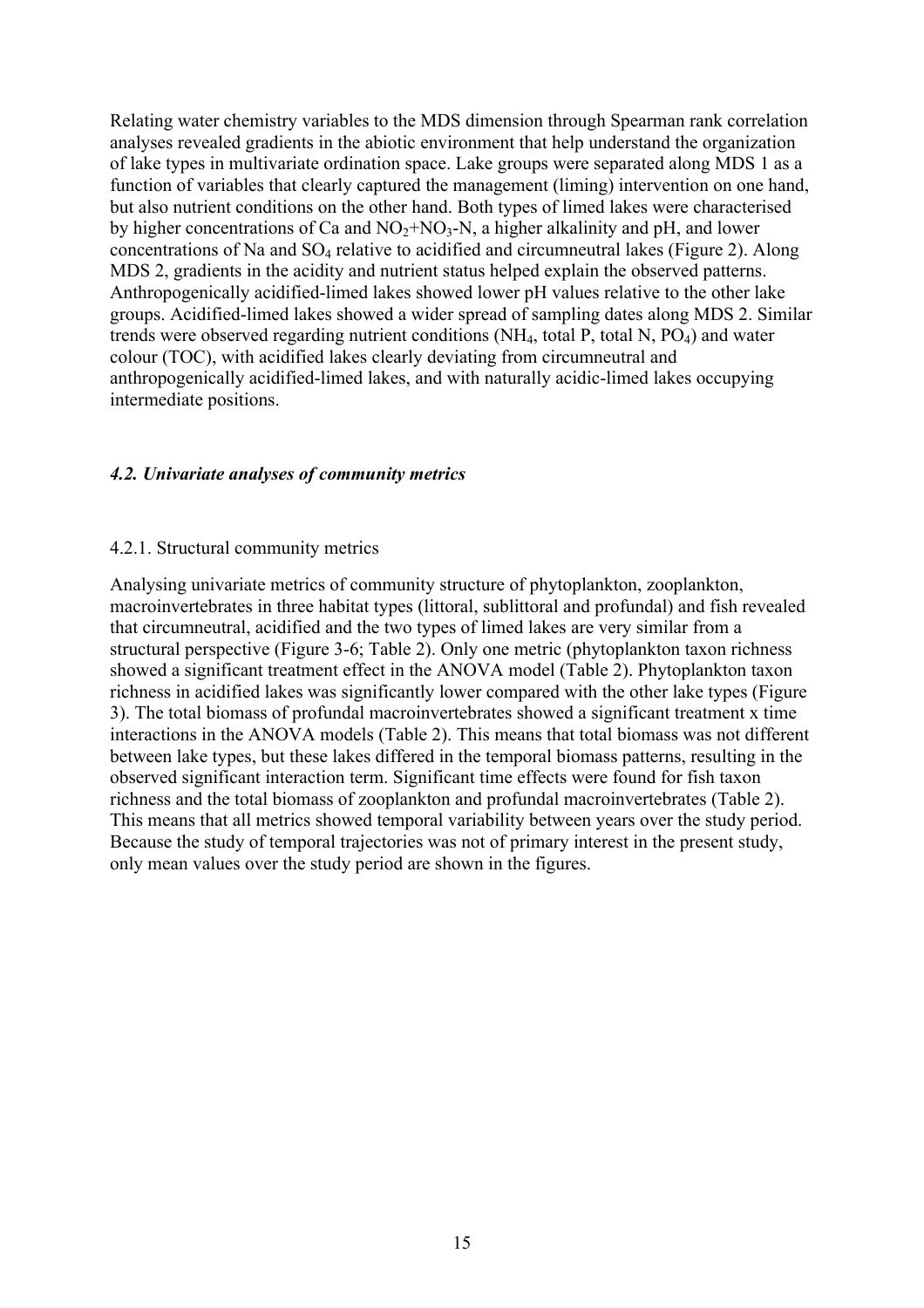Relating water chemistry variables to the MDS dimension through Spearman rank correlation analyses revealed gradients in the abiotic environment that help understand the organization of lake types in multivariate ordination space. Lake groups were separated along MDS 1 as a function of variables that clearly captured the management (liming) intervention on one hand, but also nutrient conditions on the other hand. Both types of limed lakes were characterised by higher concentrations of Ca and $NO_2$+$NO_3$-N, a higher alkalinity and pH, and lower concentrations of Na and $SO_4$ relative to acidified and circumneutral lakes (Figure 2). Along MDS 2, gradients in the acidity and nutrient status helped explain the observed patterns. Anthropogenically acidified-limed lakes showed lower pH values relative to the other lake groups. Acidified-limed lakes showed a wider spread of sampling dates along MDS 2. Similar trends were observed regarding nutrient conditions ($NH_4$, total P, total N, $PO_4$) and water colour (TOC), with acidified lakes clearly deviating from circumneutral and anthropogenically acidified-limed lakes, and with naturally acidic-limed lakes occupying intermediate positions.

### *4.2. Univariate analyses of community metrics*

#### 4.2.1. Structural community metrics

Analysing univariate metrics of community structure of phytoplankton, zooplankton, macroinvertebrates in three habitat types (littoral, sublittoral and profundal) and fish revealed that circumneutral, acidified and the two types of limed lakes are very similar from a structural perspective (Figure 3-6; Table 2). Only one metric (phytoplankton taxon richness showed a significant treatment effect in the ANOVA model (Table 2). Phytoplankton taxon richness in acidified lakes was significantly lower compared with the other lake types (Figure 3). The total biomass of profundal macroinvertebrates showed a significant treatment x time interactions in the ANOVA models (Table 2). This means that total biomass was not different between lake types, but these lakes differed in the temporal biomass patterns, resulting in the observed significant interaction term. Significant time effects were found for fish taxon richness and the total biomass of zooplankton and profundal macroinvertebrates (Table 2). This means that all metrics showed temporal variability between years over the study period. Because the study of temporal trajectories was not of primary interest in the present study, only mean values over the study period are shown in the figures.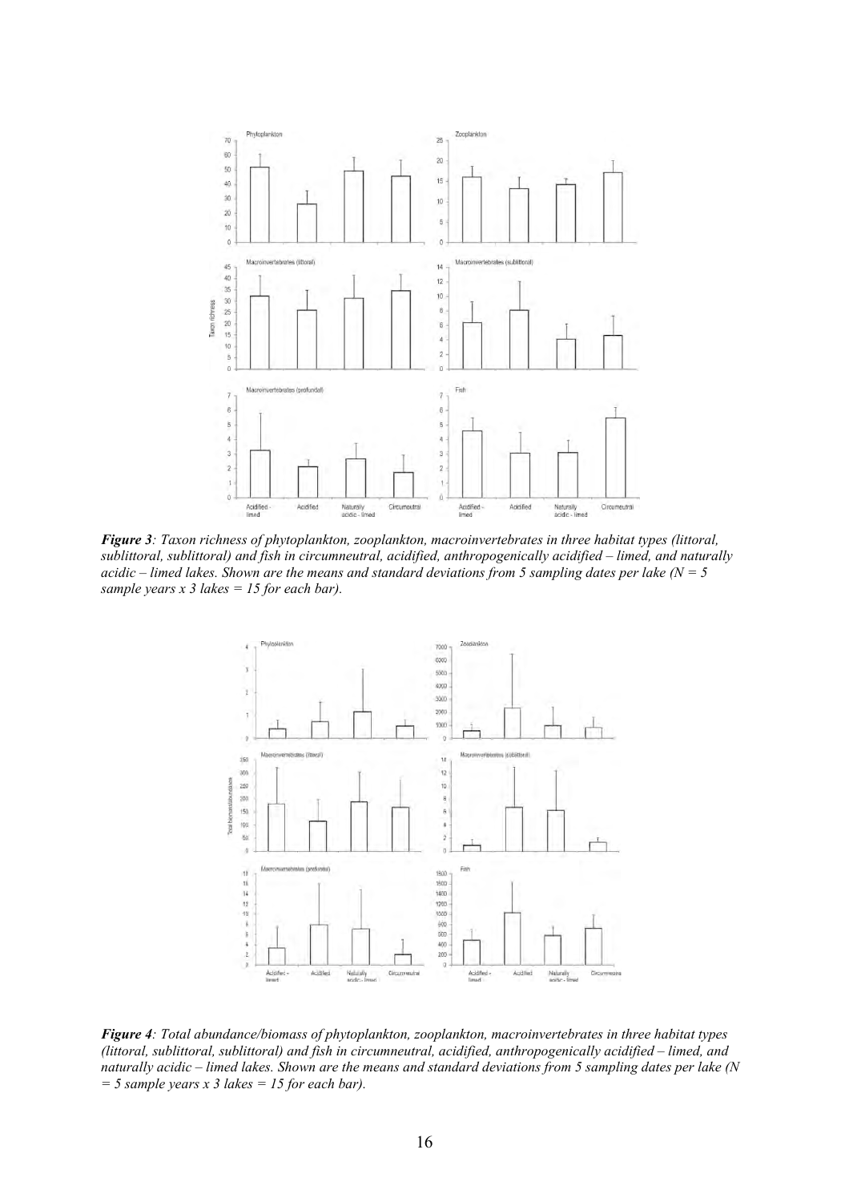***Figure 3**: Taxon richness of phytoplankton, zooplankton, macroinvertebrates in three habitat types (littoral, sublittoral, sublittoral) and fish in circumneutral, acidified, anthropogenically acidified – limed, and naturally acidic – limed lakes. Shown are the means and standard deviations from 5 sampling dates per lake (N = 5 sample years x 3 lakes = 15 for each bar).*

***Figure 4**: Total abundance/biomass of phytoplankton, zooplankton, macroinvertebrates in three habitat types (littoral, sublittoral, sublittoral) and fish in circumneutral, acidified, anthropogenically acidified – limed, and naturally acidic – limed lakes. Shown are the means and standard deviations from 5 sampling dates per lake (N = 5 sample years x 3 lakes = 15 for each bar).*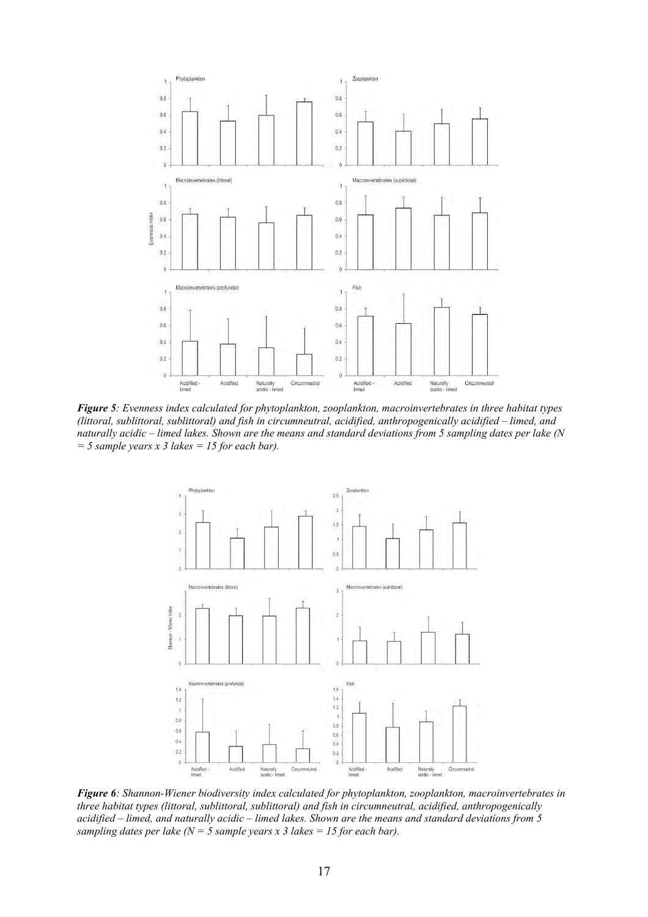***Figure 5**: Evenness index calculated for phytoplankton, zooplankton, macroinvertebrates in three habitat types (littoral, sublittoral, sublittoral) and fish in circumneutral, acidified, anthropogenically acidified – limed, and naturally acidic – limed lakes. Shown are the means and standard deviations from 5 sampling dates per lake (N = 5 sample years x 3 lakes = 15 for each bar).*

***Figure 6**: Shannon-Wiener biodiversity index calculated for phytoplankton, zooplankton, macroinvertebrates in three habitat types (littoral, sublittoral, sublittoral) and fish in circumneutral, acidified, anthropogenically acidified – limed, and naturally acidic – limed lakes. Shown are the means and standard deviations from 5 sampling dates per lake (N = 5 sample years x 3 lakes = 15 for each bar).*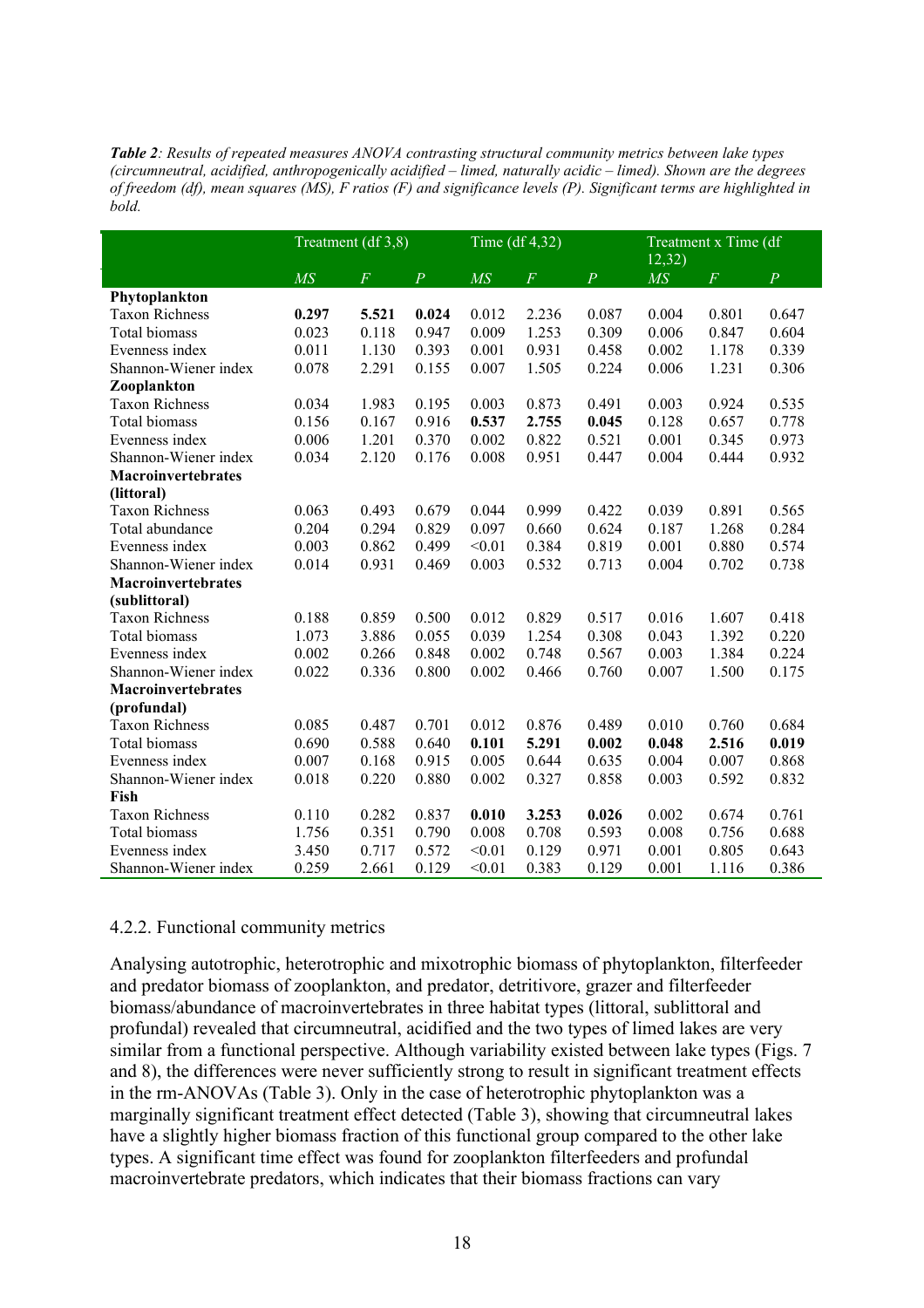***Table 2**: Results of repeated measures ANOVA contrasting structural community metrics between lake types (circumneutral, acidified, anthropogenically acidified – limed, naturally acidic – limed). Shown are the degrees of freedom (df), mean squares (MS), F ratios (F) and significance levels (P). Significant terms are highlighted in bold.*

| | Treatment (df 3,8) | | | Time (df 4,32) | | | Treatment x Time (df 12,32) | | |
|---|---|---|---|---|---|---|---|---|---|
| | *MS* | *F* | *P* | *MS* | *F* | *P* | *MS* | *F* | *P* |
| **Phytoplankton** | | | | | | | | | |
| Taxon Richness | **0.297** | **5.521** | **0.024** | 0.012 | 2.236 | 0.087 | 0.004 | 0.801 | 0.647 |
| Total biomass | 0.023 | 0.118 | 0.947 | 0.009 | 1.253 | 0.309 | 0.006 | 0.847 | 0.604 |
| Evenness index | 0.011 | 1.130 | 0.393 | 0.001 | 0.931 | 0.458 | 0.002 | 1.178 | 0.339 |
| Shannon-Wiener index | 0.078 | 2.291 | 0.155 | 0.007 | 1.505 | 0.224 | 0.006 | 1.231 | 0.306 |
| **Zooplankton** | | | | | | | | | |
| Taxon Richness | 0.034 | 1.983 | 0.195 | 0.003 | 0.873 | 0.491 | 0.003 | 0.924 | 0.535 |
| Total biomass | 0.156 | 0.167 | 0.916 | **0.537** | **2.755** | **0.045** | 0.128 | 0.657 | 0.778 |
| Evenness index | 0.006 | 1.201 | 0.370 | 0.002 | 0.822 | 0.521 | 0.001 | 0.345 | 0.973 |
| Shannon-Wiener index | 0.034 | 2.120 | 0.176 | 0.008 | 0.951 | 0.447 | 0.004 | 0.444 | 0.932 |
| **Macroinvertebrates (littoral)** | | | | | | | | | |
| Taxon Richness | 0.063 | 0.493 | 0.679 | 0.044 | 0.999 | 0.422 | 0.039 | 0.891 | 0.565 |
| Total abundance | 0.204 | 0.294 | 0.829 | 0.097 | 0.660 | 0.624 | 0.187 | 1.268 | 0.284 |
| Evenness index | 0.003 | 0.862 | 0.499 | <0.01 | 0.384 | 0.819 | 0.001 | 0.880 | 0.574 |
| Shannon-Wiener index | 0.014 | 0.931 | 0.469 | 0.003 | 0.532 | 0.713 | 0.004 | 0.702 | 0.738 |
| **Macroinvertebrates (sublittoral)** | | | | | | | | | |
| Taxon Richness | 0.188 | 0.859 | 0.500 | 0.012 | 0.829 | 0.517 | 0.016 | 1.607 | 0.418 |
| Total biomass | 1.073 | 3.886 | 0.055 | 0.039 | 1.254 | 0.308 | 0.043 | 1.392 | 0.220 |
| Evenness index | 0.002 | 0.266 | 0.848 | 0.002 | 0.748 | 0.567 | 0.003 | 1.384 | 0.224 |
| Shannon-Wiener index | 0.022 | 0.336 | 0.800 | 0.002 | 0.466 | 0.760 | 0.007 | 1.500 | 0.175 |
| **Macroinvertebrates (profundal)** | | | | | | | | | |
| Taxon Richness | 0.085 | 0.487 | 0.701 | 0.012 | 0.876 | 0.489 | 0.010 | 0.760 | 0.684 |
| Total biomass | 0.690 | 0.588 | 0.640 | **0.101** | **5.291** | **0.002** | **0.048** | **2.516** | **0.019** |
| Evenness index | 0.007 | 0.168 | 0.915 | 0.005 | 0.644 | 0.635 | 0.004 | 0.007 | 0.868 |
| Shannon-Wiener index | 0.018 | 0.220 | 0.880 | 0.002 | 0.327 | 0.858 | 0.003 | 0.592 | 0.832 |
| **Fish** | | | | | | | | | |
| Taxon Richness | 0.110 | 0.282 | 0.837 | **0.010** | **3.253** | **0.026** | 0.002 | 0.674 | 0.761 |
| Total biomass | 1.756 | 0.351 | 0.790 | 0.008 | 0.708 | 0.593 | 0.008 | 0.756 | 0.688 |
| Evenness index | 3.450 | 0.717 | 0.572 | <0.01 | 0.129 | 0.971 | 0.001 | 0.805 | 0.643 |
| Shannon-Wiener index | 0.259 | 2.661 | 0.129 | <0.01 | 0.383 | 0.129 | 0.001 | 1.116 | 0.386 |

### 4.2.2. Functional community metrics

Analysing autotrophic, heterotrophic and mixotrophic biomass of phytoplankton, filterfeeder and predator biomass of zooplankton, and predator, detritivore, grazer and filterfeeder biomass/abundance of macroinvertebrates in three habitat types (littoral, sublittoral and profundal) revealed that circumneutral, acidified and the two types of limed lakes are very similar from a functional perspective. Although variability existed between lake types (Figs. 7 and 8), the differences were never sufficiently strong to result in significant treatment effects in the rm-ANOVAs (Table 3). Only in the case of heterotrophic phytoplankton was a marginally significant treatment effect detected (Table 3), showing that circumneutral lakes have a slightly higher biomass fraction of this functional group compared to the other lake types. A significant time effect was found for zooplankton filterfeeders and profundal macroinvertebrate predators, which indicates that their biomass fractions can vary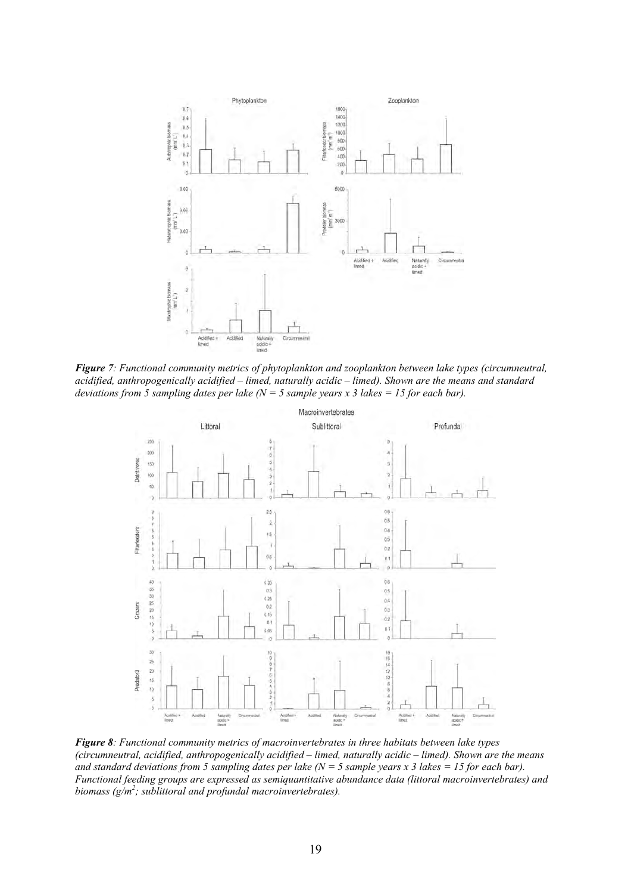***Figure 7**: Functional community metrics of phytoplankton and zooplankton between lake types (circumneutral, acidified, anthropogenically acidified – limed, naturally acidic – limed). Shown are the means and standard deviations from 5 sampling dates per lake (N = 5 sample years x 3 lakes = 15 for each bar).*

***Figure 8**: Functional community metrics of macroinvertebrates in three habitats between lake types (circumneutral, acidified, anthropogenically acidified – limed, naturally acidic – limed). Shown are the means and standard deviations from 5 sampling dates per lake (N = 5 sample years x 3 lakes = 15 for each bar). Functional feeding groups are expressed as semiquantitative abundance data (littoral macroinvertebrates) and biomass (g/m$^2$; sublittoral and profundal macroinvertebrates).*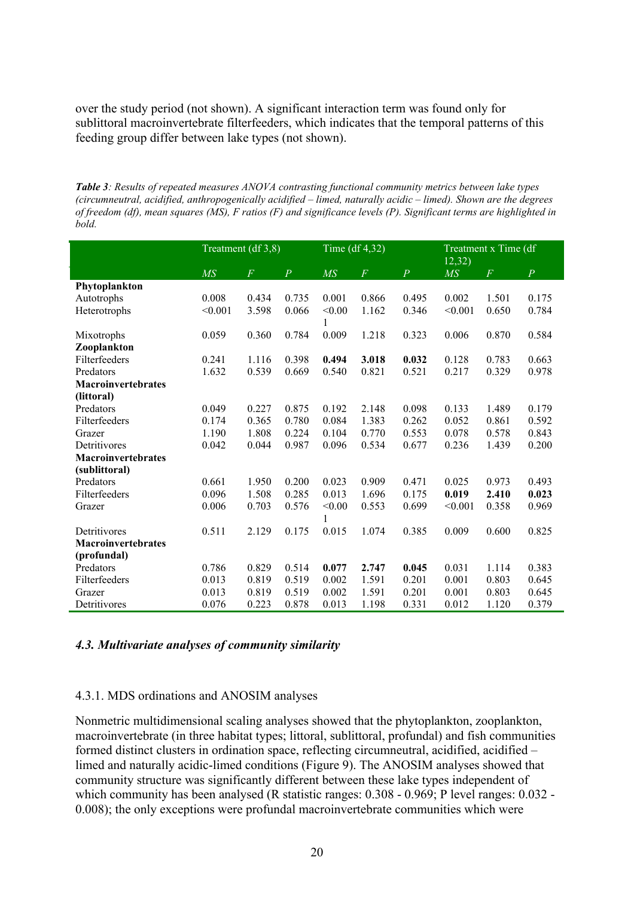over the study period (not shown). A significant interaction term was found only for sublittoral macroinvertebrate filterfeeders, which indicates that the temporal patterns of this feeding group differ between lake types (not shown).

***Table 3****: Results of repeated measures ANOVA contrasting functional community metrics between lake types (circumneutral, acidified, anthropogenically acidified – limed, naturally acidic – limed). Shown are the degrees of freedom (df), mean squares (MS), F ratios (F) and significance levels (P). Significant terms are highlighted in bold.*

| | Treatment (df 3,8) | | | Time (df 4,32) | | | Treatment x Time (df 12,32) | | |
|---|---|---|---|---|---|---|---|---|---|
| | *MS* | *F* | *P* | *MS* | *F* | *P* | *MS* | *F* | *P* |
| **Phytoplankton** | | | | | | | | | |
| Autotrophs | 0.008 | 0.434 | 0.735 | 0.001 | 0.866 | 0.495 | 0.002 | 1.501 | 0.175 |
| Heterotrophs | <0.001 | 3.598 | 0.066 | <0.001 | 1.162 | 0.346 | <0.001 | 0.650 | 0.784 |
| Mixotrophs | 0.059 | 0.360 | 0.784 | 0.009 | 1.218 | 0.323 | 0.006 | 0.870 | 0.584 |
| **Zooplankton** | | | | | | | | | |
| Filterfeeders | 0.241 | 1.116 | 0.398 | **0.494** | **3.018** | **0.032** | 0.128 | 0.783 | 0.663 |
| Predators | 1.632 | 0.539 | 0.669 | 0.540 | 0.821 | 0.521 | 0.217 | 0.329 | 0.978 |
| **Macroinvertebrates (littoral)** | | | | | | | | | |
| Predators | 0.049 | 0.227 | 0.875 | 0.192 | 2.148 | 0.098 | 0.133 | 1.489 | 0.179 |
| Filterfeeders | 0.174 | 0.365 | 0.780 | 0.084 | 1.383 | 0.262 | 0.052 | 0.861 | 0.592 |
| Grazer | 1.190 | 1.808 | 0.224 | 0.104 | 0.770 | 0.553 | 0.078 | 0.578 | 0.843 |
| Detritivores | 0.042 | 0.044 | 0.987 | 0.096 | 0.534 | 0.677 | 0.236 | 1.439 | 0.200 |
| **Macroinvertebrates (sublittoral)** | | | | | | | | | |
| Predators | 0.661 | 1.950 | 0.200 | 0.023 | 0.909 | 0.471 | 0.025 | 0.973 | 0.493 |
| Filterfeeders | 0.096 | 1.508 | 0.285 | 0.013 | 1.696 | 0.175 | **0.019** | **2.410** | **0.023** |
| Grazer | 0.006 | 0.703 | 0.576 | <0.001 | 0.553 | 0.699 | <0.001 | 0.358 | 0.969 |
| Detritivores | 0.511 | 2.129 | 0.175 | 0.015 | 1.074 | 0.385 | 0.009 | 0.600 | 0.825 |
| **Macroinvertebrates (profundal)** | | | | | | | | | |
| Predators | 0.786 | 0.829 | 0.514 | **0.077** | **2.747** | **0.045** | 0.031 | 1.114 | 0.383 |
| Filterfeeders | 0.013 | 0.819 | 0.519 | 0.002 | 1.591 | 0.201 | 0.001 | 0.803 | 0.645 |
| Grazer | 0.013 | 0.819 | 0.519 | 0.002 | 1.591 | 0.201 | 0.001 | 0.803 | 0.645 |
| Detritivores | 0.076 | 0.223 | 0.878 | 0.013 | 1.198 | 0.331 | 0.012 | 1.120 | 0.379 |

#### *4.3. Multivariate analyses of community similarity*

4.3.1. MDS ordinations and ANOSIM analyses

Nonmetric multidimensional scaling analyses showed that the phytoplankton, zooplankton, macroinvertebrate (in three habitat types; littoral, sublittoral, profundal) and fish communities formed distinct clusters in ordination space, reflecting circumneutral, acidified, acidified – limed and naturally acidic-limed conditions (Figure 9). The ANOSIM analyses showed that community structure was significantly different between these lake types independent of which community has been analysed (R statistic ranges: 0.308 - 0.969; P level ranges: 0.032 - 0.008); the only exceptions were profundal macroinvertebrate communities which were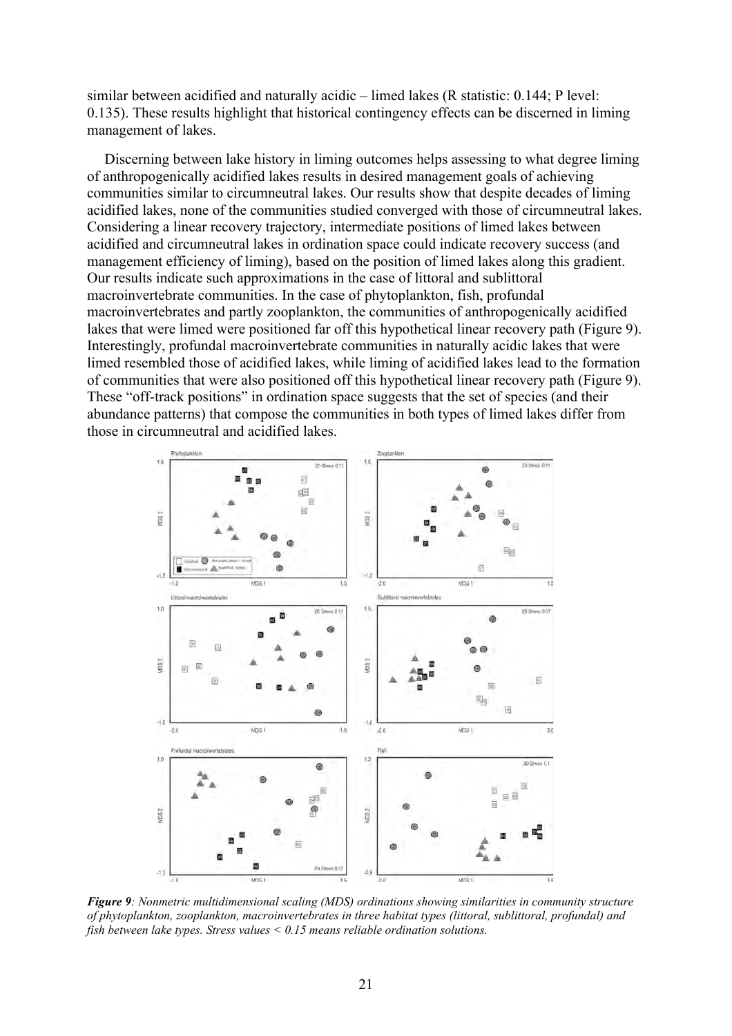similar between acidified and naturally acidic – limed lakes (R statistic: 0.144; P level: 0.135). These results highlight that historical contingency effects can be discerned in liming management of lakes.

Discerning between lake history in liming outcomes helps assessing to what degree liming of anthropogenically acidified lakes results in desired management goals of achieving communities similar to circumneutral lakes. Our results show that despite decades of liming acidified lakes, none of the communities studied converged with those of circumneutral lakes. Considering a linear recovery trajectory, intermediate positions of limed lakes between acidified and circumneutral lakes in ordination space could indicate recovery success (and management efficiency of liming), based on the position of limed lakes along this gradient. Our results indicate such approximations in the case of littoral and sublittoral macroinvertebrate communities. In the case of phytoplankton, fish, profundal macroinvertebrates and partly zooplankton, the communities of anthropogenically acidified lakes that were limed were positioned far off this hypothetical linear recovery path (Figure 9). Interestingly, profundal macroinvertebrate communities in naturally acidic lakes that were limed resembled those of acidified lakes, while liming of acidified lakes lead to the formation of communities that were also positioned off this hypothetical linear recovery path (Figure 9). These "off-track positions" in ordination space suggests that the set of species (and their abundance patterns) that compose the communities in both types of limed lakes differ from those in circumneutral and acidified lakes.

***Figure 9**: Nonmetric multidimensional scaling (MDS) ordinations showing similarities in community structure of phytoplankton, zooplankton, macroinvertebrates in three habitat types (littoral, sublittoral, profundal) and fish between lake types. Stress values < 0.15 means reliable ordination solutions.*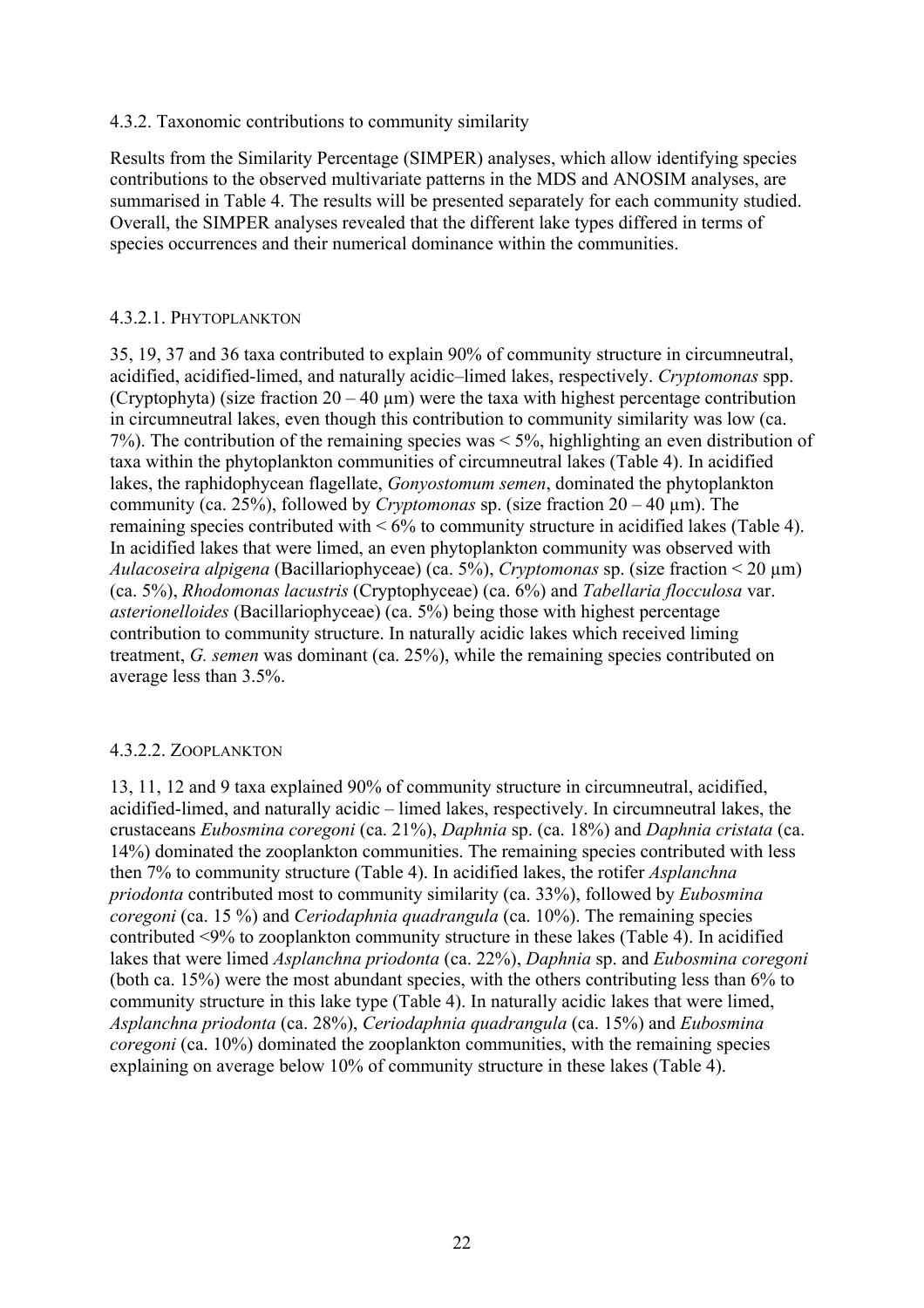### 4.3.2. Taxonomic contributions to community similarity

Results from the Similarity Percentage (SIMPER) analyses, which allow identifying species contributions to the observed multivariate patterns in the MDS and ANOSIM analyses, are summarised in Table 4. The results will be presented separately for each community studied. Overall, the SIMPER analyses revealed that the different lake types differed in terms of species occurrences and their numerical dominance within the communities.

#### 4.3.2.1. Phytoplankton

35, 19, 37 and 36 taxa contributed to explain 90% of community structure in circumneutral, acidified, acidified-limed, and naturally acidic–limed lakes, respectively. *Cryptomonas* spp. (Cryptophyta) (size fraction 20 – 40 µm) were the taxa with highest percentage contribution in circumneutral lakes, even though this contribution to community similarity was low (ca. 7%). The contribution of the remaining species was < 5%, highlighting an even distribution of taxa within the phytoplankton communities of circumneutral lakes (Table 4). In acidified lakes, the raphidophycean flagellate, *Gonyostomum semen*, dominated the phytoplankton community (ca. 25%), followed by *Cryptomonas* sp. (size fraction 20 – 40 µm). The remaining species contributed with < 6% to community structure in acidified lakes (Table 4). In acidified lakes that were limed, an even phytoplankton community was observed with *Aulacoseira alpigena* (Bacillariophyceae) (ca. 5%), *Cryptomonas* sp. (size fraction < 20 µm) (ca. 5%), *Rhodomonas lacustris* (Cryptophyceae) (ca. 6%) and *Tabellaria flocculosa* var. *asterionelloides* (Bacillariophyceae) (ca. 5%) being those with highest percentage contribution to community structure. In naturally acidic lakes which received liming treatment, *G. semen* was dominant (ca. 25%), while the remaining species contributed on average less than 3.5%.

#### 4.3.2.2. Zooplankton

13, 11, 12 and 9 taxa explained 90% of community structure in circumneutral, acidified, acidified-limed, and naturally acidic – limed lakes, respectively. In circumneutral lakes, the crustaceans *Eubosmina coregoni* (ca. 21%), *Daphnia* sp. (ca. 18%) and *Daphnia cristata* (ca. 14%) dominated the zooplankton communities. The remaining species contributed with less then 7% to community structure (Table 4). In acidified lakes, the rotifer *Asplanchna priodonta* contributed most to community similarity (ca. 33%), followed by *Eubosmina coregoni* (ca. 15 %) and *Ceriodaphnia quadrangula* (ca. 10%). The remaining species contributed <9% to zooplankton community structure in these lakes (Table 4). In acidified lakes that were limed *Asplanchna priodonta* (ca. 22%), *Daphnia* sp. and *Eubosmina coregoni* (both ca. 15%) were the most abundant species, with the others contributing less than 6% to community structure in this lake type (Table 4). In naturally acidic lakes that were limed, *Asplanchna priodonta* (ca. 28%), *Ceriodaphnia quadrangula* (ca. 15%) and *Eubosmina coregoni* (ca. 10%) dominated the zooplankton communities, with the remaining species explaining on average below 10% of community structure in these lakes (Table 4).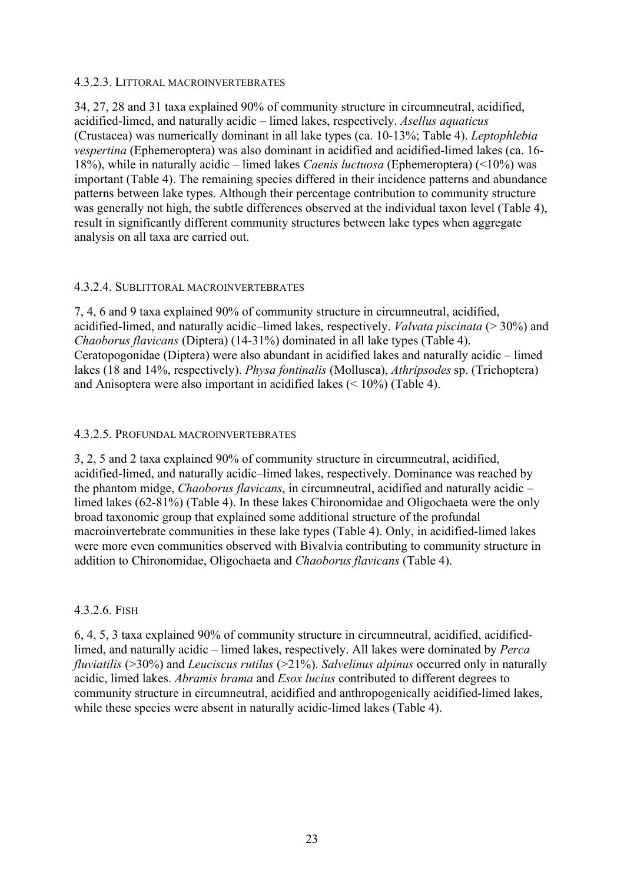#### 4.3.2.3. Littoral macroinvertebrates

34, 27, 28 and 31 taxa explained 90% of community structure in circumneutral, acidified, acidified-limed, and naturally acidic – limed lakes, respectively. *Asellus aquaticus* (Crustacea) was numerically dominant in all lake types (ca. 10-13%; Table 4). *Leptophlebia vespertina* (Ephemeroptera) was also dominant in acidified and acidified-limed lakes (ca. 16-18%), while in naturally acidic – limed lakes *Caenis luctuosa* (Ephemeroptera) (<10%) was important (Table 4). The remaining species differed in their incidence patterns and abundance patterns between lake types. Although their percentage contribution to community structure was generally not high, the subtle differences observed at the individual taxon level (Table 4), result in significantly different community structures between lake types when aggregate analysis on all taxa are carried out.

#### 4.3.2.4. Sublittoral macroinvertebrates

7, 4, 6 and 9 taxa explained 90% of community structure in circumneutral, acidified, acidified-limed, and naturally acidic–limed lakes, respectively. *Valvata piscinata* (> 30%) and *Chaoborus flavicans* (Diptera) (14-31%) dominated in all lake types (Table 4). Ceratopogonidae (Diptera) were also abundant in acidified lakes and naturally acidic – limed lakes (18 and 14%, respectively). *Physa fontinalis* (Mollusca), *Athripsodes* sp. (Trichoptera) and Anisoptera were also important in acidified lakes (< 10%) (Table 4).

#### 4.3.2.5. Profundal macroinvertebrates

3, 2, 5 and 2 taxa explained 90% of community structure in circumneutral, acidified, acidified-limed, and naturally acidic–limed lakes, respectively. Dominance was reached by the phantom midge, *Chaoborus flavicans*, in circumneutral, acidified and naturally acidic – limed lakes (62-81%) (Table 4). In these lakes Chironomidae and Oligochaeta were the only broad taxonomic group that explained some additional structure of the profundal macroinvertebrate communities in these lake types (Table 4). Only, in acidified-limed lakes were more even communities observed with Bivalvia contributing to community structure in addition to Chironomidae, Oligochaeta and *Chaoborus flavicans* (Table 4).

#### 4.3.2.6. Fish

6, 4, 5, 3 taxa explained 90% of community structure in circumneutral, acidified, acidified-limed, and naturally acidic – limed lakes, respectively. All lakes were dominated by *Perca fluviatilis* (>30%) and *Leuciscus rutilus* (>21%). *Salvelinus alpinus* occurred only in naturally acidic, limed lakes. *Abramis brama* and *Esox lucius* contributed to different degrees to community structure in circumneutral, acidified and anthropogenically acidified-limed lakes, while these species were absent in naturally acidic-limed lakes (Table 4).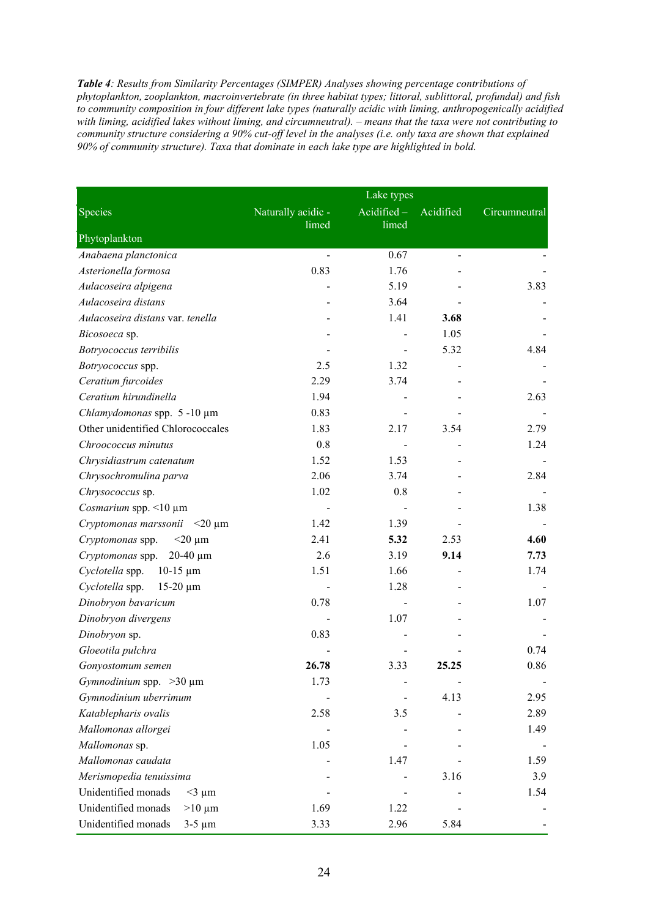***Table 4**: Results from Similarity Percentages (SIMPER) Analyses showing percentage contributions of phytoplankton, zooplankton, macroinvertebrate (in three habitat types; littoral, sublittoral, profundal) and fish to community composition in four different lake types (naturally acidic with liming, anthropogenically acidified with liming, acidified lakes without liming, and circumneutral). – means that the taxa were not contributing to community structure considering a 90% cut-off level in the analyses (i.e. only taxa are shown that explained 90% of community structure). Taxa that dominate in each lake type are highlighted in bold.*

| | Lake types | | | |
|---|---|---|---|---|
| Species | Naturally acidic - limed | Acidified – limed | Acidified | Circumneutral |
| Phytoplankton | | | | |
| *Anabaena planctonica* | - | 0.67 | - | - |
| *Asterionella formosa* | 0.83 | 1.76 | - | - |
| *Aulacoseira alpigena* | - | 5.19 | - | 3.83 |
| *Aulacoseira distans* | - | 3.64 | - | - |
| *Aulacoseira distans* var. *tenella* | - | 1.41 | **3.68** | - |
| *Bicosoeca* sp. | - | - | 1.05 | - |
| *Botryococcus terribilis* | - | - | 5.32 | 4.84 |
| *Botryococcus* spp. | 2.5 | 1.32 | - | - |
| *Ceratium furcoides* | 2.29 | 3.74 | - | - |
| *Ceratium hirundinella* | 1.94 | - | - | 2.63 |
| *Chlamydomonas* spp. 5 -10 µm | 0.83 | - | - | - |
| Other unidentified Chlorococcales | 1.83 | 2.17 | 3.54 | 2.79 |
| *Chroococcus minutus* | 0.8 | - | - | 1.24 |
| *Chrysidiastrum catenatum* | 1.52 | 1.53 | - | - |
| *Chrysochromulina parva* | 2.06 | 3.74 | - | 2.84 |
| *Chrysococcus* sp. | 1.02 | 0.8 | - | - |
| *Cosmarium* spp. <10 µm | - | - | - | 1.38 |
| *Cryptomonas marssonii* <20 µm | 1.42 | 1.39 | - | - |
| *Cryptomonas* spp. <20 µm | 2.41 | **5.32** | 2.53 | **4.60** |
| *Cryptomonas* spp. 20-40 µm | 2.6 | 3.19 | **9.14** | **7.73** |
| *Cyclotella* spp. 10-15 µm | 1.51 | 1.66 | - | 1.74 |
| *Cyclotella* spp. 15-20 µm | - | 1.28 | - | - |
| *Dinobryon bavaricum* | 0.78 | - | - | 1.07 |
| *Dinobryon divergens* | - | 1.07 | - | - |
| *Dinobryon* sp. | 0.83 | - | - | - |
| *Gloeotila pulchra* | - | - | - | 0.74 |
| *Gonyostomum semen* | **26.78** | 3.33 | **25.25** | 0.86 |
| *Gymnodinium* spp. >30 µm | 1.73 | - | - | - |
| *Gymnodinium uberrimum* | - | - | 4.13 | 2.95 |
| *Katablepharis ovalis* | 2.58 | 3.5 | - | 2.89 |
| *Mallomonas allorgei* | - | - | - | 1.49 |
| *Mallomonas* sp. | 1.05 | - | - | - |
| *Mallomonas caudata* | - | 1.47 | - | 1.59 |
| *Merismopedia tenuissima* | - | - | 3.16 | 3.9 |
| Unidentified monads <3 µm | - | - | - | 1.54 |
| Unidentified monads >10 µm | 1.69 | 1.22 | - | - |
| Unidentified monads 3-5 µm | 3.33 | 2.96 | 5.84 | - |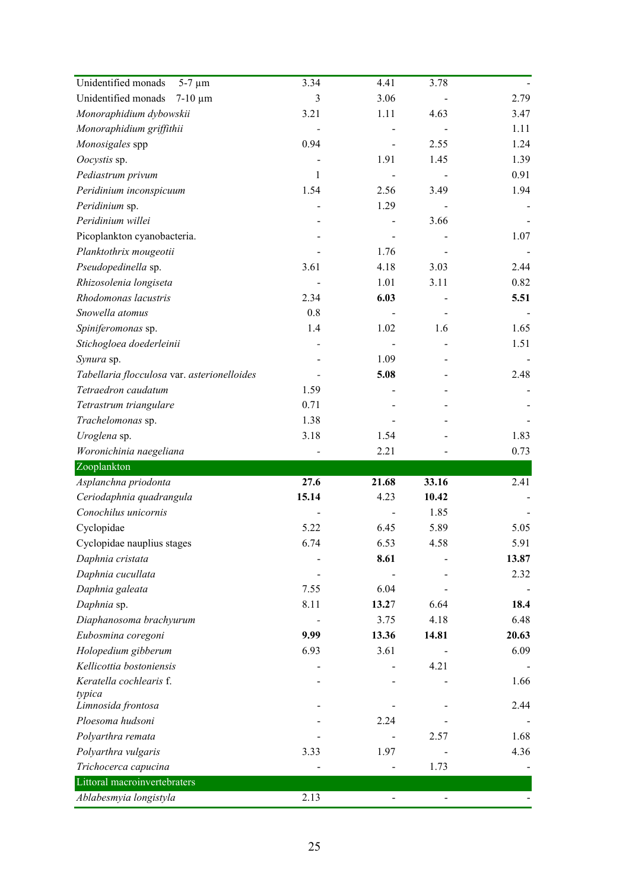| | | | | |
|---|---|---|---|---|
| Unidentified monads 5-7 µm | 3.34 | 4.41 | 3.78 | - |
| Unidentified monads 7-10 µm | 3 | 3.06 | - | 2.79 |
| *Monoraphidium dybowskii* | 3.21 | 1.11 | 4.63 | 3.47 |
| *Monoraphidium griffithii* | - | - | - | 1.11 |
| *Monosigales* spp | 0.94 | - | 2.55 | 1.24 |
| *Oocystis* sp. | - | 1.91 | 1.45 | 1.39 |
| *Pediastrum privum* | 1 | - | - | 0.91 |
| *Peridinium inconspicuum* | 1.54 | 2.56 | 3.49 | 1.94 |
| *Peridinium* sp. | - | 1.29 | - | - |
| *Peridinium willei* | - | - | 3.66 | - |
| Picoplankton cyanobacteria. | - | - | - | 1.07 |
| *Planktothrix mougeotii* | - | 1.76 | - | - |
| *Pseudopedinella* sp. | 3.61 | 4.18 | 3.03 | 2.44 |
| *Rhizosolenia longiseta* | - | 1.01 | 3.11 | 0.82 |
| *Rhodomonas lacustris* | 2.34 | **6.03** | - | **5.51** |
| *Snowella atomus* | 0.8 | - | - | - |
| *Spiniferomonas* sp. | 1.4 | 1.02 | 1.6 | 1.65 |
| *Stichogloea doederleinii* | - | - | - | 1.51 |
| *Synura* sp. | - | 1.09 | - | - |
| *Tabellaria flocculosa* var. *asterionelloides* | - | **5.08** | - | 2.48 |
| *Tetraedron caudatum* | 1.59 | - | - | - |
| *Tetrastrum triangulare* | 0.71 | - | - | - |
| *Trachelomonas* sp. | 1.38 | - | - | - |
| *Uroglena* sp. | 3.18 | 1.54 | - | 1.83 |
| *Woronichinia naegeliana* | - | 2.21 | - | 0.73 |
| Zooplankton | | | | |
| *Asplanchna priodonta* | **27.6** | **21.68** | **33.16** | 2.41 |
| *Ceriodaphnia quadrangula* | **15.14** | 4.23 | **10.42** | - |
| *Conochilus unicornis* | - | - | 1.85 | - |
| Cyclopidae | 5.22 | 6.45 | 5.89 | 5.05 |
| Cyclopidae nauplius stages | 6.74 | 6.53 | 4.58 | 5.91 |
| *Daphnia cristata* | - | **8.61** | - | **13.87** |
| *Daphnia cucullata* | - | - | - | 2.32 |
| *Daphnia galeata* | 7.55 | 6.04 | - | - |
| *Daphnia* sp. | 8.11 | **13.27** | 6.64 | **18.4** |
| *Diaphanosoma brachyurum* | - | 3.75 | 4.18 | 6.48 |
| *Eubosmina coregoni* | **9.99** | **13.36** | **14.81** | **20.63** |
| *Holopedium gibberum* | 6.93 | 3.61 | - | 6.09 |
| *Kellicottia bostoniensis* | - | - | 4.21 | - |
| *Keratella cochlearis* f. *typica* | - | - | - | 1.66 |
| *Limnosida frontosa* | - | - | - | 2.44 |
| *Ploesoma hudsoni* | - | 2.24 | - | - |
| *Polyarthra remata* | - | - | 2.57 | 1.68 |
| *Polyarthra vulgaris* | 3.33 | 1.97 | - | 4.36 |
| *Trichocerca capucina* | - | - | 1.73 | - |
| Littoral macroinvertebraters | | | | |
| *Ablabesmyia longistyla* | 2.13 | - | - | - |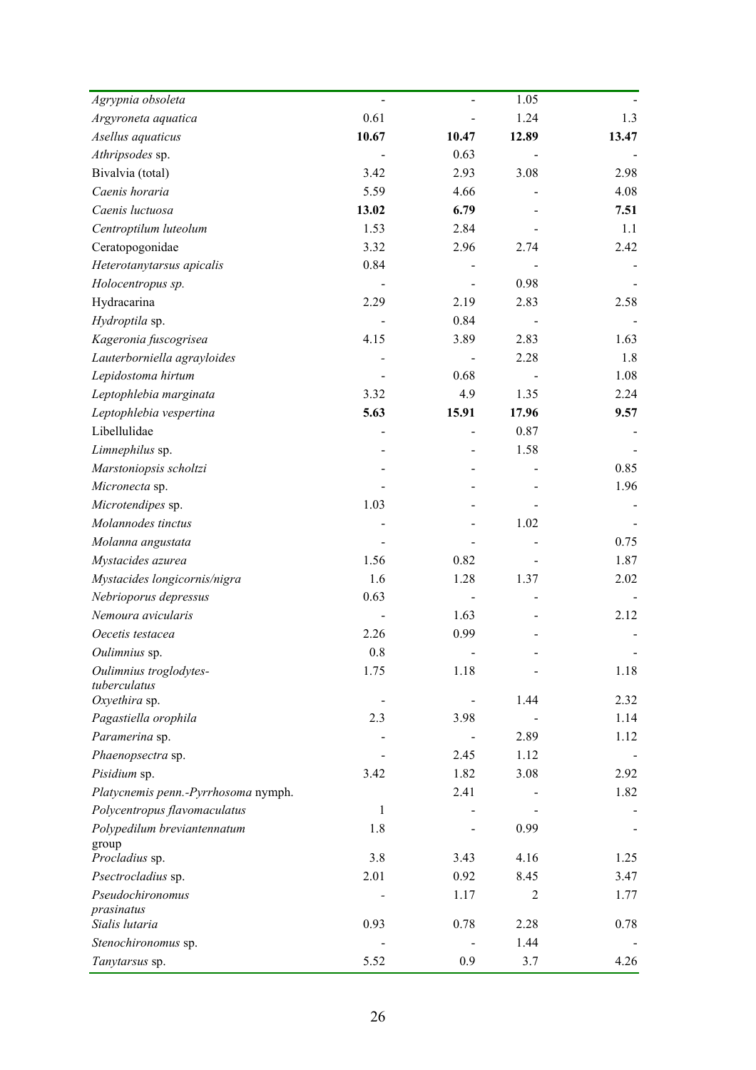| | | | | |
|---|---|---|---|---|
| *Agrypnia obsoleta* | - | - | 1.05 | - |
| *Argyroneta aquatica* | 0.61 | - | 1.24 | 1.3 |
| *Asellus aquaticus* | **10.67** | **10.47** | **12.89** | **13.47** |
| *Athripsodes* sp. | - | 0.63 | - | - |
| Bivalvia (total) | 3.42 | 2.93 | 3.08 | 2.98 |
| *Caenis horaria* | 5.59 | 4.66 | - | 4.08 |
| *Caenis luctuosa* | **13.02** | **6.79** | - | **7.51** |
| *Centroptilum luteolum* | 1.53 | 2.84 | - | 1.1 |
| Ceratopogonidae | 3.32 | 2.96 | 2.74 | 2.42 |
| *Heterotanytarsus apicalis* | 0.84 | - | - | - |
| *Holocentropus sp.* | - | - | 0.98 | - |
| Hydracarina | 2.29 | 2.19 | 2.83 | 2.58 |
| *Hydroptila* sp. | - | 0.84 | - | - |
| *Kageronia fuscogrisea* | 4.15 | 3.89 | 2.83 | 1.63 |
| *Lauterborniella agrayloides* | - | - | 2.28 | 1.8 |
| *Lepidostoma hirtum* | - | 0.68 | - | 1.08 |
| *Leptophlebia marginata* | 3.32 | 4.9 | 1.35 | 2.24 |
| *Leptophlebia vespertina* | **5.63** | **15.91** | **17.96** | **9.57** |
| Libellulidae | - | - | 0.87 | - |
| *Limnephilus* sp. | - | - | 1.58 | - |
| *Marstoniopsis scholtzi* | - | - | - | 0.85 |
| *Micronecta* sp. | - | - | - | 1.96 |
| *Microtendipes* sp. | 1.03 | - | - | - |
| *Molannodes tinctus* | - | - | 1.02 | - |
| *Molanna angustata* | - | - | - | 0.75 |
| *Mystacides azurea* | 1.56 | 0.82 | - | 1.87 |
| *Mystacides longicornis/nigra* | 1.6 | 1.28 | 1.37 | 2.02 |
| *Nebrioporus depressus* | 0.63 | - | - | - |
| *Nemoura avicularis* | - | 1.63 | - | 2.12 |
| *Oecetis testacea* | 2.26 | 0.99 | - | - |
| *Oulimnius* sp. | 0.8 | - | - | - |
| *Oulimnius troglodytes-tuberculatus* | 1.75 | 1.18 | - | 1.18 |
| *Oxyethira* sp. | - | - | 1.44 | 2.32 |
| *Pagastiella orophila* | 2.3 | 3.98 | - | 1.14 |
| *Paramerina* sp. | - | - | 2.89 | 1.12 |
| *Phaenopsectra* sp. | - | 2.45 | 1.12 | - |
| *Pisidium* sp. | 3.42 | 1.82 | 3.08 | 2.92 |
| *Platycnemis penn.-Pyrrhosoma* nymph. | | 2.41 | - | 1.82 |
| *Polycentropus flavomaculatus* | 1 | - | - | - |
| *Polypedilum breviantennatum* group | 1.8 | - | 0.99 | - |
| *Procladius* sp. | 3.8 | 3.43 | 4.16 | 1.25 |
| *Psectrocladius* sp. | 2.01 | 0.92 | 8.45 | 3.47 |
| *Pseudochironomus prasinatus* | - | 1.17 | 2 | 1.77 |
| *Sialis lutaria* | 0.93 | 0.78 | 2.28 | 0.78 |
| *Stenochironomus* sp. | - | - | 1.44 | - |
| *Tanytarsus* sp. | 5.52 | 0.9 | 3.7 | 4.26 |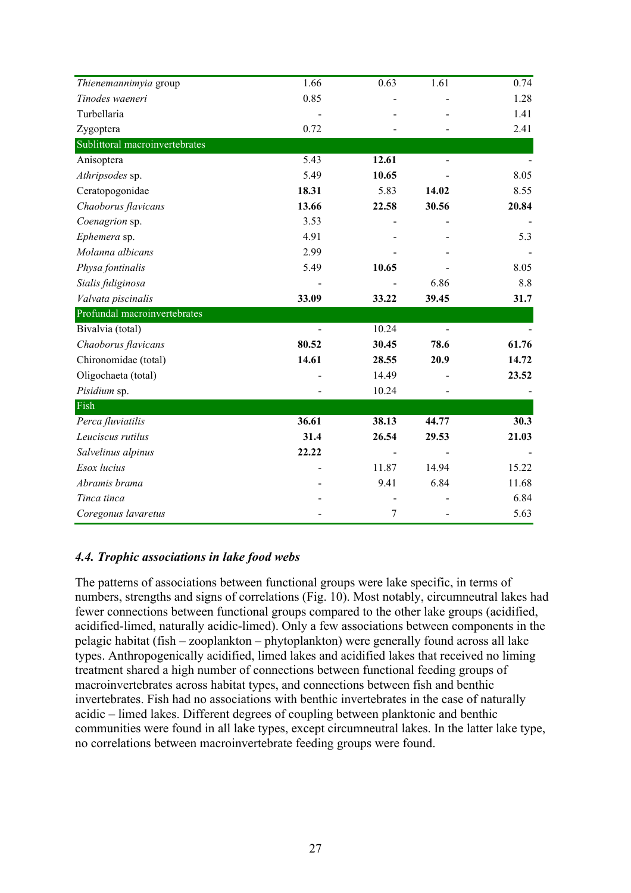| | | | | |
|---|---|---|---|---|
| *Thienemannimyia* group | 1.66 | 0.63 | 1.61 | 0.74 |
| *Tinodes waeneri* | 0.85 | - | - | 1.28 |
| Turbellaria | - | - | - | 1.41 |
| Zygoptera | 0.72 | - | - | 2.41 |
| Sublittoral macroinvertebrates | | | | |
| Anisoptera | 5.43 | **12.61** | - | - |
| *Athripsodes* sp. | 5.49 | **10.65** | - | 8.05 |
| Ceratopogonidae | **18.31** | 5.83 | **14.02** | 8.55 |
| *Chaoborus flavicans* | **13.66** | **22.58** | **30.56** | **20.84** |
| *Coenagrion* sp. | 3.53 | - | - | - |
| *Ephemera* sp. | 4.91 | - | - | 5.3 |
| *Molanna albicans* | 2.99 | - | - | - |
| *Physa fontinalis* | 5.49 | **10.65** | - | 8.05 |
| *Sialis fuliginosa* | - | - | 6.86 | 8.8 |
| *Valvata piscinalis* | **33.09** | **33.22** | **39.45** | **31.7** |
| Profundal macroinvertebrates | | | | |
| Bivalvia (total) | - | 10.24 | - | - |
| *Chaoborus flavicans* | **80.52** | **30.45** | **78.6** | **61.76** |
| Chironomidae (total) | **14.61** | **28.55** | **20.9** | **14.72** |
| Oligochaeta (total) | - | 14.49 | - | **23.52** |
| *Pisidium* sp. | - | 10.24 | - | - |
| Fish | | | | |
| *Perca fluviatilis* | **36.61** | **38.13** | **44.77** | **30.3** |
| *Leuciscus rutilus* | **31.4** | **26.54** | **29.53** | **21.03** |
| *Salvelinus alpinus* | **22.22** | - | - | - |
| *Esox lucius* | - | 11.87 | 14.94 | 15.22 |
| *Abramis brama* | - | 9.41 | 6.84 | 11.68 |
| *Tinca tinca* | - | - | - | 6.84 |
| *Coregonus lavaretus* | - | 7 | - | 5.63 |

### *4.4. Trophic associations in lake food webs*

The patterns of associations between functional groups were lake specific, in terms of numbers, strengths and signs of correlations (Fig. 10). Most notably, circumneutral lakes had fewer connections between functional groups compared to the other lake groups (acidified, acidified-limed, naturally acidic-limed). Only a few associations between components in the pelagic habitat (fish – zooplankton – phytoplankton) were generally found across all lake types. Anthropogenically acidified, limed lakes and acidified lakes that received no liming treatment shared a high number of connections between functional feeding groups of macroinvertebrates across habitat types, and connections between fish and benthic invertebrates. Fish had no associations with benthic invertebrates in the case of naturally acidic – limed lakes. Different degrees of coupling between planktonic and benthic communities were found in all lake types, except circumneutral lakes. In the latter lake type, no correlations between macroinvertebrate feeding groups were found.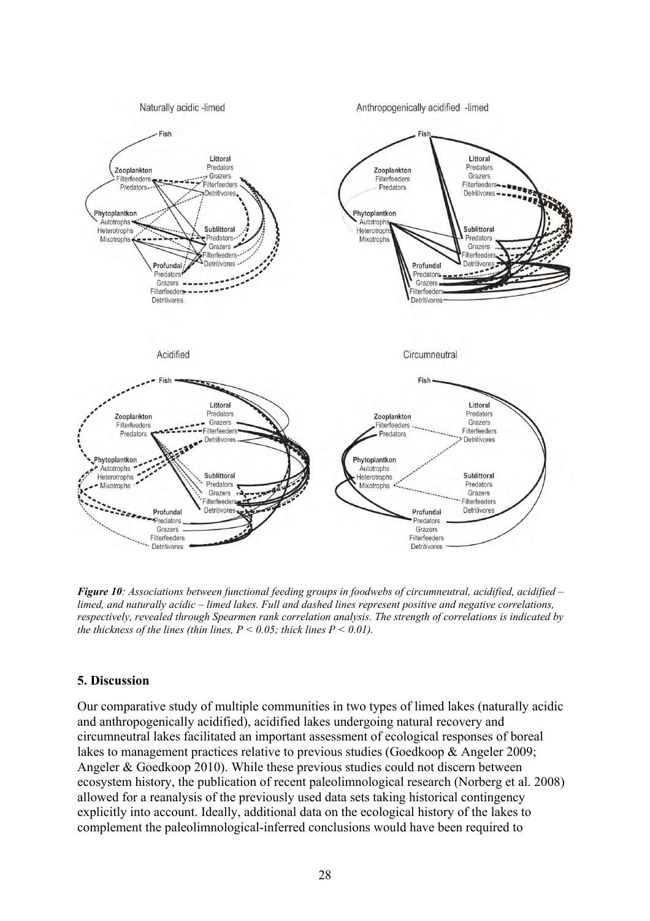*Figure 10: Associations between functional feeding groups in foodwebs of circumneutral, acidified, acidified – limed, and naturally acidic – limed lakes. Full and dashed lines represent positive and negative correlations, respectively, revealed through Spearmen rank correlation analysis. The strength of correlations is indicated by the thickness of the lines (thin lines, $P < 0.05$; thick lines $P < 0.01$).*

## 5. Discussion

Our comparative study of multiple communities in two types of limed lakes (naturally acidic and anthropogenically acidified), acidified lakes undergoing natural recovery and circumneutral lakes facilitated an important assessment of ecological responses of boreal lakes to management practices relative to previous studies (Goedkoop & Angeler 2009; Angeler & Goedkoop 2010). While these previous studies could not discern between ecosystem history, the publication of recent paleolimnological research (Norberg et al. 2008) allowed for a reanalysis of the previously used data sets taking historical contingency explicitly into account. Ideally, additional data on the ecological history of the lakes to complement the paleolimnological-inferred conclusions would have been required to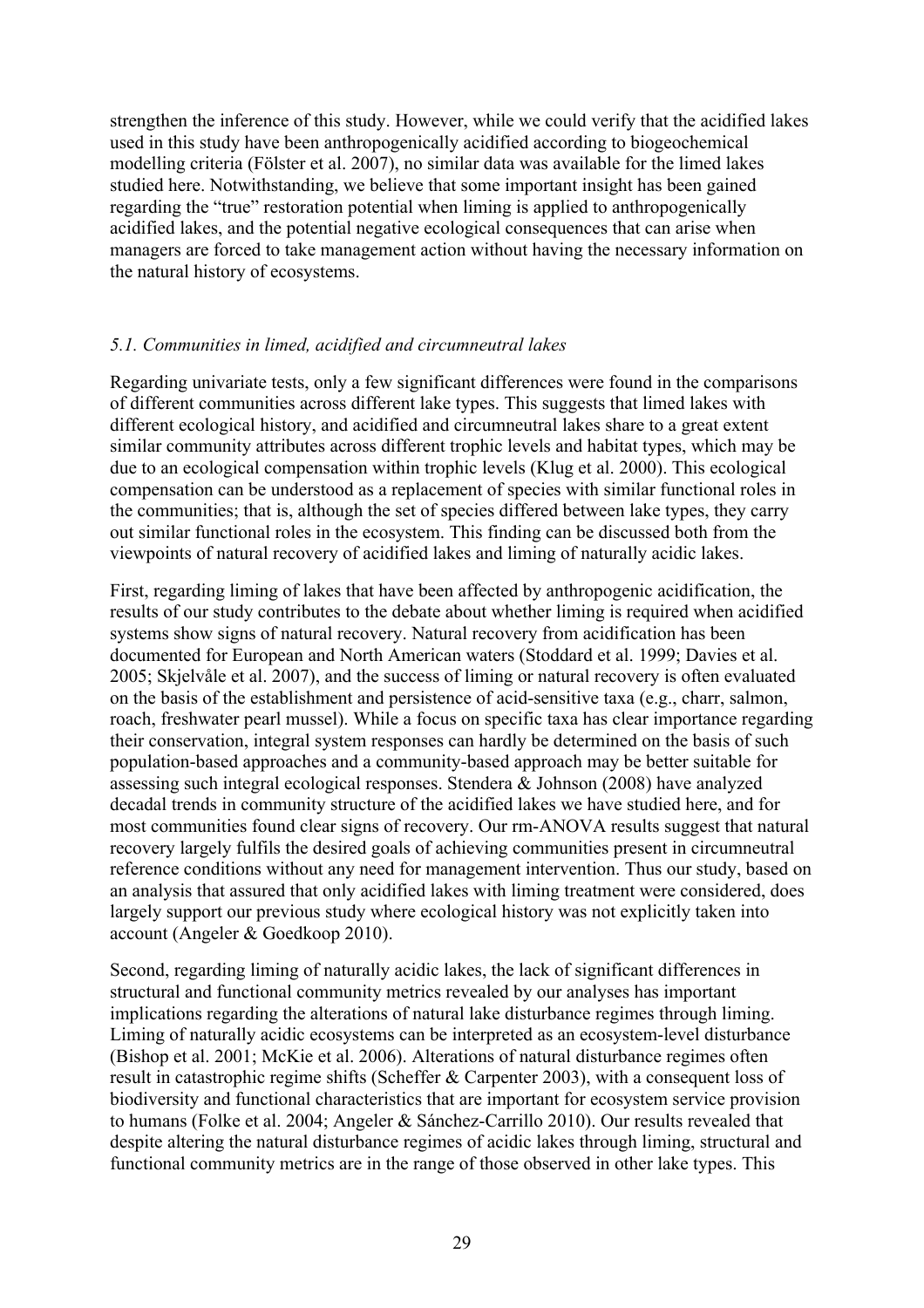strengthen the inference of this study. However, while we could verify that the acidified lakes used in this study have been anthropogenically acidified according to biogeochemical modelling criteria (Fölster et al. 2007), no similar data was available for the limed lakes studied here. Notwithstanding, we believe that some important insight has been gained regarding the "true" restoration potential when liming is applied to anthropogenically acidified lakes, and the potential negative ecological consequences that can arise when managers are forced to take management action without having the necessary information on the natural history of ecosystems.

### *5.1. Communities in limed, acidified and circumneutral lakes*

Regarding univariate tests, only a few significant differences were found in the comparisons of different communities across different lake types. This suggests that limed lakes with different ecological history, and acidified and circumneutral lakes share to a great extent similar community attributes across different trophic levels and habitat types, which may be due to an ecological compensation within trophic levels (Klug et al. 2000). This ecological compensation can be understood as a replacement of species with similar functional roles in the communities; that is, although the set of species differed between lake types, they carry out similar functional roles in the ecosystem. This finding can be discussed both from the viewpoints of natural recovery of acidified lakes and liming of naturally acidic lakes.

First, regarding liming of lakes that have been affected by anthropogenic acidification, the results of our study contributes to the debate about whether liming is required when acidified systems show signs of natural recovery. Natural recovery from acidification has been documented for European and North American waters (Stoddard et al. 1999; Davies et al. 2005; Skjelvåle et al. 2007), and the success of liming or natural recovery is often evaluated on the basis of the establishment and persistence of acid-sensitive taxa (e.g., charr, salmon, roach, freshwater pearl mussel). While a focus on specific taxa has clear importance regarding their conservation, integral system responses can hardly be determined on the basis of such population-based approaches and a community-based approach may be better suitable for assessing such integral ecological responses. Stendera & Johnson (2008) have analyzed decadal trends in community structure of the acidified lakes we have studied here, and for most communities found clear signs of recovery. Our rm-ANOVA results suggest that natural recovery largely fulfils the desired goals of achieving communities present in circumneutral reference conditions without any need for management intervention. Thus our study, based on an analysis that assured that only acidified lakes with liming treatment were considered, does largely support our previous study where ecological history was not explicitly taken into account (Angeler & Goedkoop 2010).

Second, regarding liming of naturally acidic lakes, the lack of significant differences in structural and functional community metrics revealed by our analyses has important implications regarding the alterations of natural lake disturbance regimes through liming. Liming of naturally acidic ecosystems can be interpreted as an ecosystem-level disturbance (Bishop et al. 2001; McKie et al. 2006). Alterations of natural disturbance regimes often result in catastrophic regime shifts (Scheffer & Carpenter 2003), with a consequent loss of biodiversity and functional characteristics that are important for ecosystem service provision to humans (Folke et al. 2004; Angeler & Sánchez-Carrillo 2010). Our results revealed that despite altering the natural disturbance regimes of acidic lakes through liming, structural and functional community metrics are in the range of those observed in other lake types. This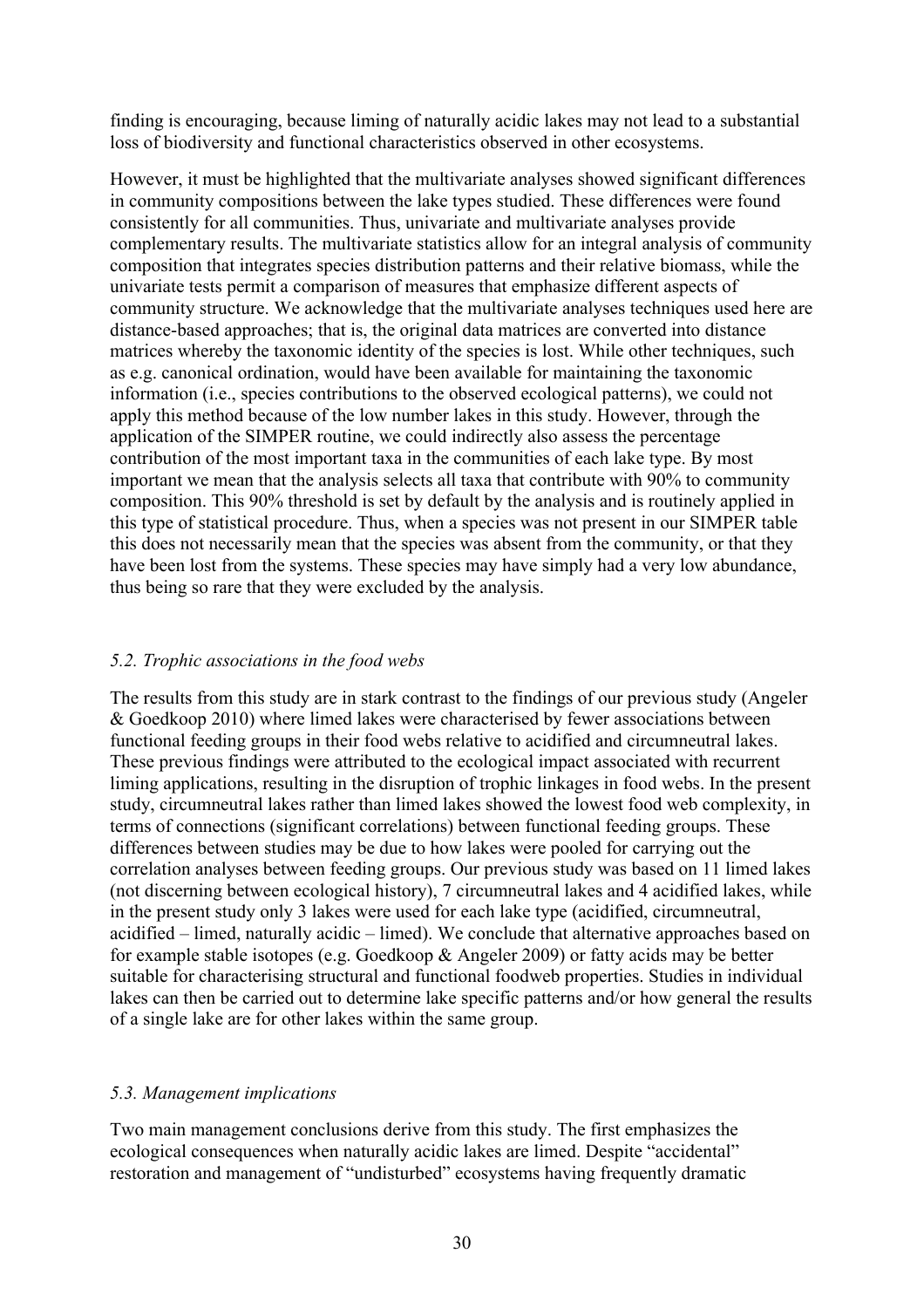finding is encouraging, because liming of naturally acidic lakes may not lead to a substantial loss of biodiversity and functional characteristics observed in other ecosystems.

However, it must be highlighted that the multivariate analyses showed significant differences in community compositions between the lake types studied. These differences were found consistently for all communities. Thus, univariate and multivariate analyses provide complementary results. The multivariate statistics allow for an integral analysis of community composition that integrates species distribution patterns and their relative biomass, while the univariate tests permit a comparison of measures that emphasize different aspects of community structure. We acknowledge that the multivariate analyses techniques used here are distance-based approaches; that is, the original data matrices are converted into distance matrices whereby the taxonomic identity of the species is lost. While other techniques, such as e.g. canonical ordination, would have been available for maintaining the taxonomic information (i.e., species contributions to the observed ecological patterns), we could not apply this method because of the low number lakes in this study. However, through the application of the SIMPER routine, we could indirectly also assess the percentage contribution of the most important taxa in the communities of each lake type. By most important we mean that the analysis selects all taxa that contribute with 90% to community composition. This 90% threshold is set by default by the analysis and is routinely applied in this type of statistical procedure. Thus, when a species was not present in our SIMPER table this does not necessarily mean that the species was absent from the community, or that they have been lost from the systems. These species may have simply had a very low abundance, thus being so rare that they were excluded by the analysis.

### *5.2. Trophic associations in the food webs*

The results from this study are in stark contrast to the findings of our previous study (Angeler & Goedkoop 2010) where limed lakes were characterised by fewer associations between functional feeding groups in their food webs relative to acidified and circumneutral lakes. These previous findings were attributed to the ecological impact associated with recurrent liming applications, resulting in the disruption of trophic linkages in food webs. In the present study, circumneutral lakes rather than limed lakes showed the lowest food web complexity, in terms of connections (significant correlations) between functional feeding groups. These differences between studies may be due to how lakes were pooled for carrying out the correlation analyses between feeding groups. Our previous study was based on 11 limed lakes (not discerning between ecological history), 7 circumneutral lakes and 4 acidified lakes, while in the present study only 3 lakes were used for each lake type (acidified, circumneutral, acidified – limed, naturally acidic – limed). We conclude that alternative approaches based on for example stable isotopes (e.g. Goedkoop & Angeler 2009) or fatty acids may be better suitable for characterising structural and functional foodweb properties. Studies in individual lakes can then be carried out to determine lake specific patterns and/or how general the results of a single lake are for other lakes within the same group.

### *5.3. Management implications*

Two main management conclusions derive from this study. The first emphasizes the ecological consequences when naturally acidic lakes are limed. Despite "accidental" restoration and management of "undisturbed" ecosystems having frequently dramatic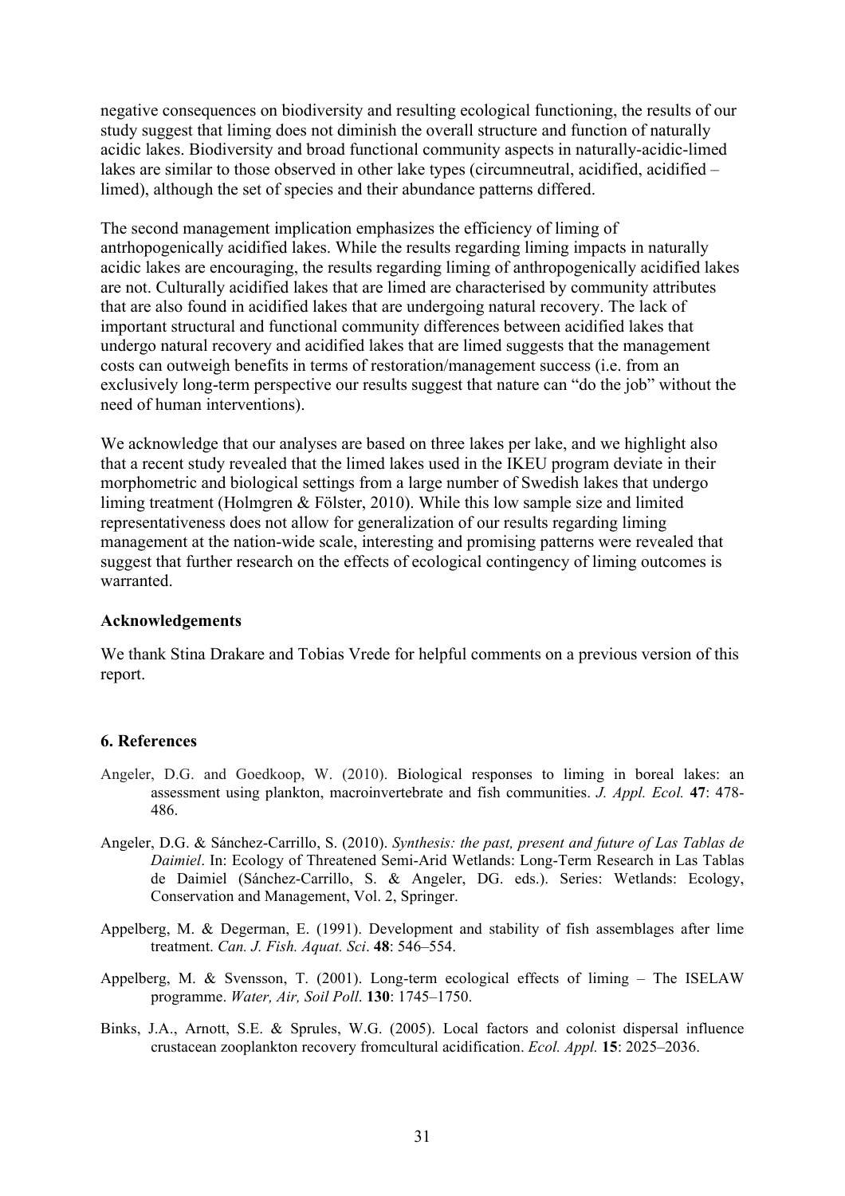negative consequences on biodiversity and resulting ecological functioning, the results of our study suggest that liming does not diminish the overall structure and function of naturally acidic lakes. Biodiversity and broad functional community aspects in naturally-acidic-limed lakes are similar to those observed in other lake types (circumneutral, acidified, acidified – limed), although the set of species and their abundance patterns differed.

The second management implication emphasizes the efficiency of liming of antrhopogenically acidified lakes. While the results regarding liming impacts in naturally acidic lakes are encouraging, the results regarding liming of anthropogenically acidified lakes are not. Culturally acidified lakes that are limed are characterised by community attributes that are also found in acidified lakes that are undergoing natural recovery. The lack of important structural and functional community differences between acidified lakes that undergo natural recovery and acidified lakes that are limed suggests that the management costs can outweigh benefits in terms of restoration/management success (i.e. from an exclusively long-term perspective our results suggest that nature can "do the job" without the need of human interventions).

We acknowledge that our analyses are based on three lakes per lake, and we highlight also that a recent study revealed that the limed lakes used in the IKEU program deviate in their morphometric and biological settings from a large number of Swedish lakes that undergo liming treatment (Holmgren & Fölster, 2010). While this low sample size and limited representativeness does not allow for generalization of our results regarding liming management at the nation-wide scale, interesting and promising patterns were revealed that suggest that further research on the effects of ecological contingency of liming outcomes is warranted.

**Acknowledgements**

We thank Stina Drakare and Tobias Vrede for helpful comments on a previous version of this report.

## 6. References

Angeler, D.G. and Goedkoop, W. (2010). Biological responses to liming in boreal lakes: an assessment using plankton, macroinvertebrate and fish communities. *J. Appl. Ecol.* **47**: 478-486.

Angeler, D.G. & Sánchez-Carrillo, S. (2010). *Synthesis: the past, present and future of Las Tablas de Daimiel*. In: Ecology of Threatened Semi-Arid Wetlands: Long-Term Research in Las Tablas de Daimiel (Sánchez-Carrillo, S. & Angeler, DG. eds.). Series: Wetlands: Ecology, Conservation and Management, Vol. 2, Springer.

Appelberg, M. & Degerman, E. (1991). Development and stability of fish assemblages after lime treatment. *Can. J. Fish. Aquat. Sci*. **48**: 546–554.

Appelberg, M. & Svensson, T. (2001). Long-term ecological effects of liming – The ISELAW programme. *Water, Air, Soil Poll*. **130**: 1745–1750.

Binks, J.A., Arnott, S.E. & Sprules, W.G. (2005). Local factors and colonist dispersal influence crustacean zooplankton recovery fromcultural acidification. *Ecol. Appl.* **15**: 2025–2036.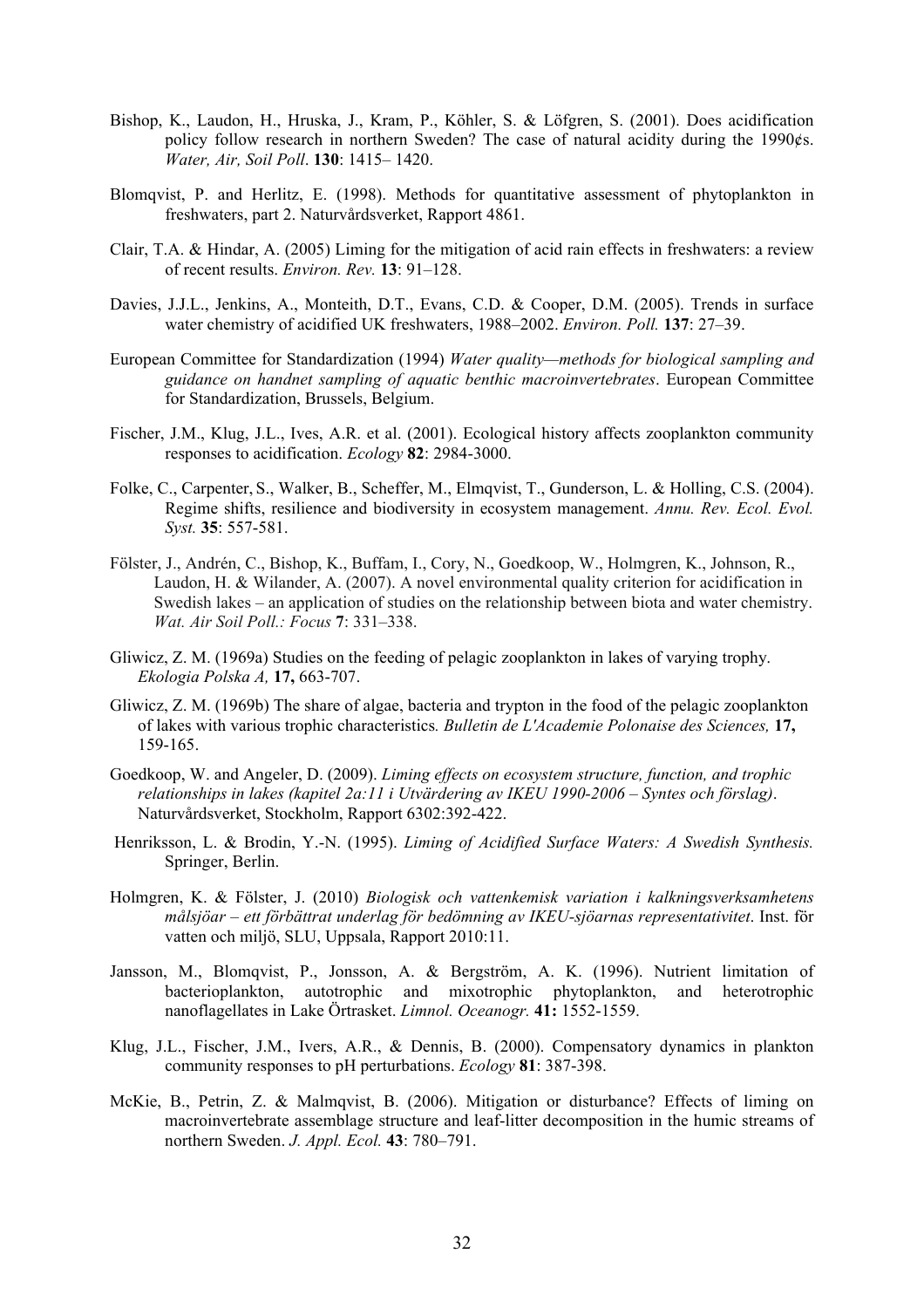Bishop, K., Laudon, H., Hruska, J., Kram, P., Köhler, S. & Löfgren, S. (2001). Does acidification policy follow research in northern Sweden? The case of natural acidity during the 1990¢s. *Water, Air, Soil Poll*. **130**: 1415– 1420.

Blomqvist, P. and Herlitz, E. (1998). Methods for quantitative assessment of phytoplankton in freshwaters, part 2. Naturvårdsverket, Rapport 4861.

Clair, T.A. & Hindar, A. (2005) Liming for the mitigation of acid rain effects in freshwaters: a review of recent results. *Environ. Rev.* **13**: 91–128.

Davies, J.J.L., Jenkins, A., Monteith, D.T., Evans, C.D. & Cooper, D.M. (2005). Trends in surface water chemistry of acidified UK freshwaters, 1988–2002. *Environ. Poll.* **137**: 27–39.

European Committee for Standardization (1994) *Water quality—methods for biological sampling and guidance on handnet sampling of aquatic benthic macroinvertebrates*. European Committee for Standardization, Brussels, Belgium.

Fischer, J.M., Klug, J.L., Ives, A.R. et al. (2001). Ecological history affects zooplankton community responses to acidification. *Ecology* **82**: 2984-3000.

Folke, C., Carpenter, S., Walker, B., Scheffer, M., Elmqvist, T., Gunderson, L. & Holling, C.S. (2004). Regime shifts, resilience and biodiversity in ecosystem management. *Annu. Rev. Ecol. Evol. Syst.* **35**: 557-581.

Fölster, J., Andrén, C., Bishop, K., Buffam, I., Cory, N., Goedkoop, W., Holmgren, K., Johnson, R., Laudon, H. & Wilander, A. (2007). A novel environmental quality criterion for acidification in Swedish lakes – an application of studies on the relationship between biota and water chemistry. *Wat. Air Soil Poll.: Focus* **7**: 331–338.

Gliwicz, Z. M. (1969a) Studies on the feeding of pelagic zooplankton in lakes of varying trophy. *Ekologia Polska A,* **17,** 663-707.

Gliwicz, Z. M. (1969b) The share of algae, bacteria and trypton in the food of the pelagic zooplankton of lakes with various trophic characteristics*. Bulletin de L'Academie Polonaise des Sciences,* **17,** 159-165.

Goedkoop, W. and Angeler, D. (2009). *Liming effects on ecosystem structure, function, and trophic relationships in lakes (kapitel 2a:11 i Utvärdering av IKEU 1990-2006 – Syntes och förslag)*. Naturvårdsverket, Stockholm, Rapport 6302:392-422.

Henriksson, L. & Brodin, Y.-N. (1995). *Liming of Acidified Surface Waters: A Swedish Synthesis.* Springer, Berlin.

Holmgren, K. & Fölster, J. (2010) *Biologisk och vattenkemisk variation i kalkningsverksamhetens målsjöar – ett förbättrat underlag för bedömning av IKEU-sjöarnas representativitet*. Inst. för vatten och miljö, SLU, Uppsala, Rapport 2010:11.

Jansson, M., Blomqvist, P., Jonsson, A. & Bergström, A. K. (1996). Nutrient limitation of bacterioplankton, autotrophic and mixotrophic phytoplankton, and heterotrophic nanoflagellates in Lake Örtrasket. *Limnol. Oceanogr.* **41:** 1552-1559.

Klug, J.L., Fischer, J.M., Ivers, A.R., & Dennis, B. (2000). Compensatory dynamics in plankton community responses to pH perturbations. *Ecology* **81**: 387-398.

McKie, B., Petrin, Z. & Malmqvist, B. (2006). Mitigation or disturbance? Effects of liming on macroinvertebrate assemblage structure and leaf-litter decomposition in the humic streams of northern Sweden. *J. Appl. Ecol.* **43**: 780–791.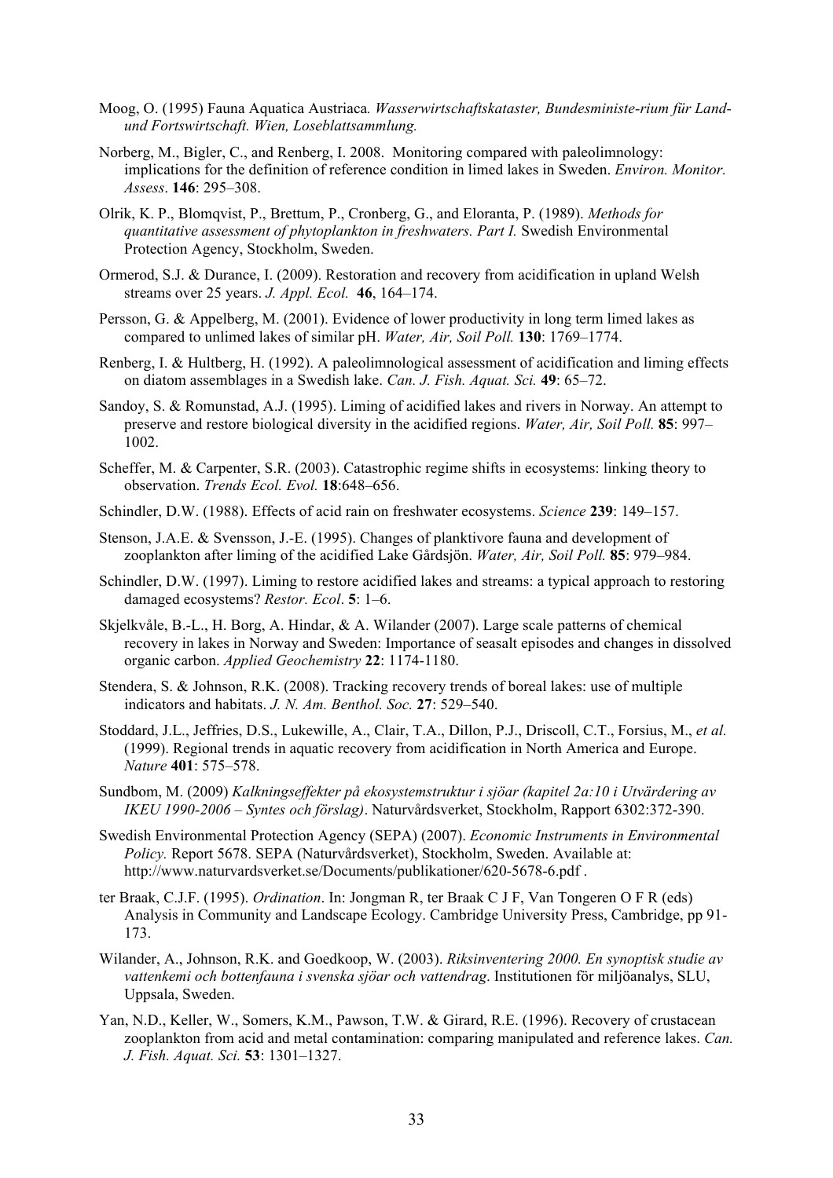Moog, O. (1995) Fauna Aquatica Austriaca*. Wasserwirtschaftskataster, Bundesministe-rium für Land- und Fortswirtschaft. Wien, Loseblattsammlung.*

Norberg, M., Bigler, C., and Renberg, I. 2008. Monitoring compared with paleolimnology: implications for the definition of reference condition in limed lakes in Sweden. *Environ. Monitor. Assess*. **146**: 295–308.

Olrik, K. P., Blomqvist, P., Brettum, P., Cronberg, G., and Eloranta, P. (1989). *Methods for quantitative assessment of phytoplankton in freshwaters. Part I.* Swedish Environmental Protection Agency, Stockholm, Sweden.

Ormerod, S.J. & Durance, I. (2009). Restoration and recovery from acidification in upland Welsh streams over 25 years. *J. Appl. Ecol.* **46**, 164–174.

Persson, G. & Appelberg, M. (2001). Evidence of lower productivity in long term limed lakes as compared to unlimed lakes of similar pH. *Water, Air, Soil Poll.* **130**: 1769–1774.

Renberg, I. & Hultberg, H. (1992). A paleolimnological assessment of acidification and liming effects on diatom assemblages in a Swedish lake. *Can. J. Fish. Aquat. Sci.* **49**: 65–72.

Sandoy, S. & Romunstad, A.J. (1995). Liming of acidified lakes and rivers in Norway. An attempt to preserve and restore biological diversity in the acidified regions. *Water, Air, Soil Poll.* **85**: 997–1002.

Scheffer, M. & Carpenter, S.R. (2003). Catastrophic regime shifts in ecosystems: linking theory to observation. *Trends Ecol. Evol.* **18**:648–656.

Schindler, D.W. (1988). Effects of acid rain on freshwater ecosystems. *Science* **239**: 149–157.

Stenson, J.A.E. & Svensson, J.-E. (1995). Changes of planktivore fauna and development of zooplankton after liming of the acidified Lake Gårdsjön. *Water, Air, Soil Poll.* **85**: 979–984.

Schindler, D.W. (1997). Liming to restore acidified lakes and streams: a typical approach to restoring damaged ecosystems? *Restor. Ecol*. **5**: 1–6.

Skjelkvåle, B.-L., H. Borg, A. Hindar, & A. Wilander (2007). Large scale patterns of chemical recovery in lakes in Norway and Sweden: Importance of seasalt episodes and changes in dissolved organic carbon. *Applied Geochemistry* **22**: 1174-1180.

Stendera, S. & Johnson, R.K. (2008). Tracking recovery trends of boreal lakes: use of multiple indicators and habitats. *J. N. Am. Benthol. Soc.* **27**: 529–540.

Stoddard, J.L., Jeffries, D.S., Lukewille, A., Clair, T.A., Dillon, P.J., Driscoll, C.T., Forsius, M., *et al.* (1999). Regional trends in aquatic recovery from acidification in North America and Europe. *Nature* **401**: 575–578.

Sundbom, M. (2009) *Kalkningseffekter på ekosystemstruktur i sjöar (kapitel 2a:10 i Utvärdering av IKEU 1990-2006 – Syntes och förslag)*. Naturvårdsverket, Stockholm, Rapport 6302:372-390.

Swedish Environmental Protection Agency (SEPA) (2007). *Economic Instruments in Environmental Policy.* Report 5678. SEPA (Naturvårdsverket), Stockholm, Sweden. Available at: http://www.naturvardsverket.se/Documents/publikationer/620-5678-6.pdf .

ter Braak, C.J.F. (1995). *Ordination*. In: Jongman R, ter Braak C J F, Van Tongeren O F R (eds) Analysis in Community and Landscape Ecology. Cambridge University Press, Cambridge, pp 91-173.

Wilander, A., Johnson, R.K. and Goedkoop, W. (2003). *Riksinventering 2000. En synoptisk studie av vattenkemi och bottenfauna i svenska sjöar och vattendrag*. Institutionen för miljöanalys, SLU, Uppsala, Sweden.

Yan, N.D., Keller, W., Somers, K.M., Pawson, T.W. & Girard, R.E. (1996). Recovery of crustacean zooplankton from acid and metal contamination: comparing manipulated and reference lakes. *Can. J. Fish. Aquat. Sci.* **53**: 1301–1327.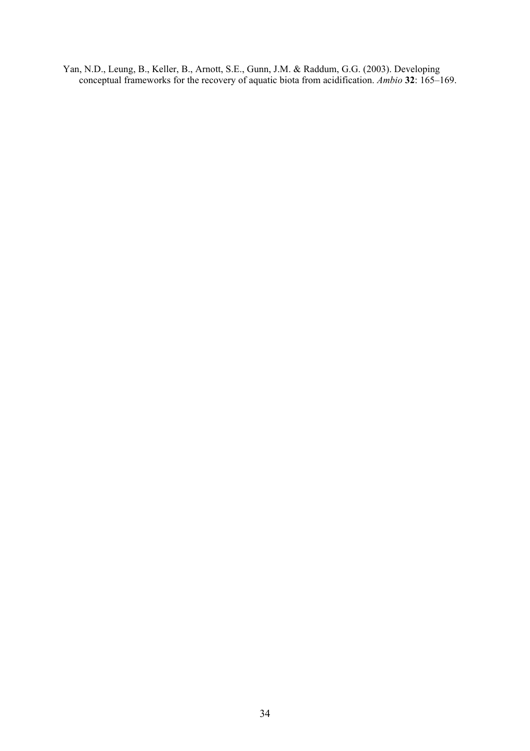Yan, N.D., Leung, B., Keller, B., Arnott, S.E., Gunn, J.M. & Raddum, G.G. (2003). Developing conceptual frameworks for the recovery of aquatic biota from acidification. *Ambio* **32**: 165–169.